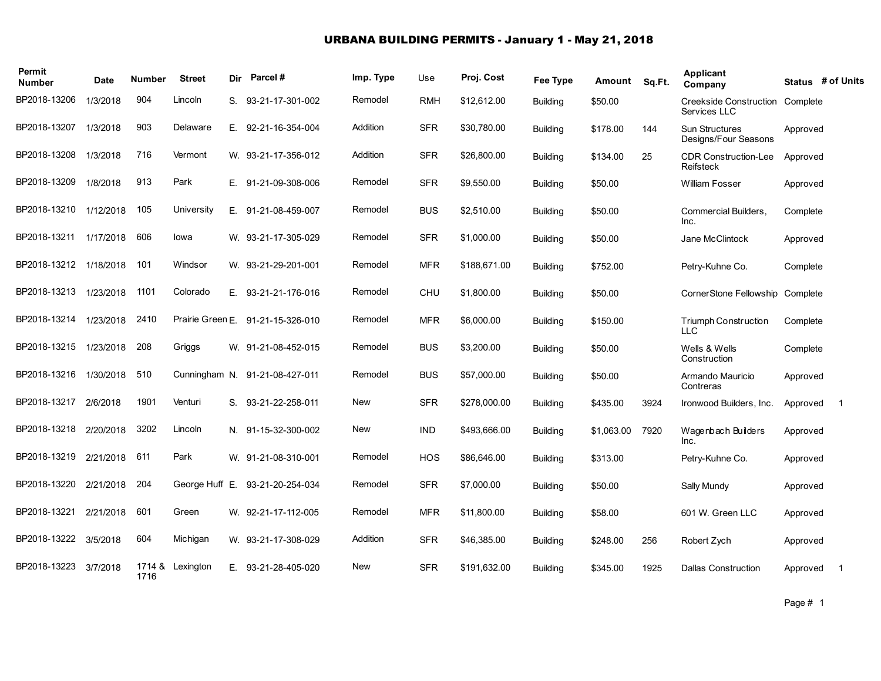# URBANA BUILDING PERMITS - January 1 - May 21, 2018

| Permit Number | Date | Number | Street | Dir | Parcel # | Imp. Type | Use | Proj. Cost | Fee Type | Amount | Sq.Ft. | Applicant Company | Status | # of Units |
|---|---|---|---|---|---|---|---|---|---|---|---|---|---|---|
| BP2018-13206 | 1/3/2018 | 904 | Lincoln | S. | 93-21-17-301-002 | Remodel | RMH | $12,612.00 | Building | $50.00 | | Creekside Construction Services LLC | Complete | |
| BP2018-13207 | 1/3/2018 | 903 | Delaware | E. | 92-21-16-354-004 | Addition | SFR | $30,780.00 | Building | $178.00 | 144 | Sun Structures Designs/Four Seasons | Approved | |
| BP2018-13208 | 1/3/2018 | 716 | Vermont | W. | 93-21-17-356-012 | Addition | SFR | $26,800.00 | Building | $134.00 | 25 | CDR Construction-Lee Reifsteck | Approved | |
| BP2018-13209 | 1/8/2018 | 913 | Park | E. | 91-21-09-308-006 | Remodel | SFR | $9,550.00 | Building | $50.00 | | William Fosser | Approved | |
| BP2018-13210 | 1/12/2018 | 105 | University | E. | 91-21-08-459-007 | Remodel | BUS | $2,510.00 | Building | $50.00 | | Commercial Builders, Inc. | Complete | |
| BP2018-13211 | 1/17/2018 | 606 | Iowa | W. | 93-21-17-305-029 | Remodel | SFR | $1,000.00 | Building | $50.00 | | Jane McClintock | Approved | |
| BP2018-13212 | 1/18/2018 | 101 | Windsor | W. | 93-21-29-201-001 | Remodel | MFR | $188,671.00 | Building | $752.00 | | Petry-Kuhne Co. | Complete | |
| BP2018-13213 | 1/23/2018 | 1101 | Colorado | E. | 93-21-21-176-016 | Remodel | CHU | $1,800.00 | Building | $50.00 | | CornerStone Fellowship | Complete | |
| BP2018-13214 | 1/23/2018 | 2410 | Prairie Green | E. | 91-21-15-326-010 | Remodel | MFR | $6,000.00 | Building | $150.00 | | Triumph Construction LLC | Complete | |
| BP2018-13215 | 1/23/2018 | 208 | Griggs | W. | 91-21-08-452-015 | Remodel | BUS | $3,200.00 | Building | $50.00 | | Wells & Wells Construction | Complete | |
| BP2018-13216 | 1/30/2018 | 510 | Cunningham | N. | 91-21-08-427-011 | Remodel | BUS | $57,000.00 | Building | $50.00 | | Armando Mauricio Contreras | Approved | |
| BP2018-13217 | 2/6/2018 | 1901 | Venturi | S. | 93-21-22-258-011 | New | SFR | $278,000.00 | Building | $435.00 | 3924 | Ironwood Builders, Inc. | Approved | 1 |
| BP2018-13218 | 2/20/2018 | 3202 | Lincoln | N. | 91-15-32-300-002 | New | IND | $493,666.00 | Building | $1,063.00 | 7920 | Wagenbach Builders Inc. | Approved | |
| BP2018-13219 | 2/21/2018 | 611 | Park | W. | 91-21-08-310-001 | Remodel | HOS | $86,646.00 | Building | $313.00 | | Petry-Kuhne Co. | Approved | |
| BP2018-13220 | 2/21/2018 | 204 | George Huff | E. | 93-21-20-254-034 | Remodel | SFR | $7,000.00 | Building | $50.00 | | Sally Mundy | Approved | |
| BP2018-13221 | 2/21/2018 | 601 | Green | W. | 92-21-17-112-005 | Remodel | MFR | $11,800.00 | Building | $58.00 | | 601 W. Green LLC | Approved | |
| BP2018-13222 | 3/5/2018 | 604 | Michigan | W. | 93-21-17-308-029 | Addition | SFR | $46,385.00 | Building | $248.00 | 256 | Robert Zych | Approved | |
| BP2018-13223 | 3/7/2018 | 1714 & 1716 | Lexington | E. | 93-21-28-405-020 | New | SFR | $191,632.00 | Building | $345.00 | 1925 | Dallas Construction | Approved | 1 |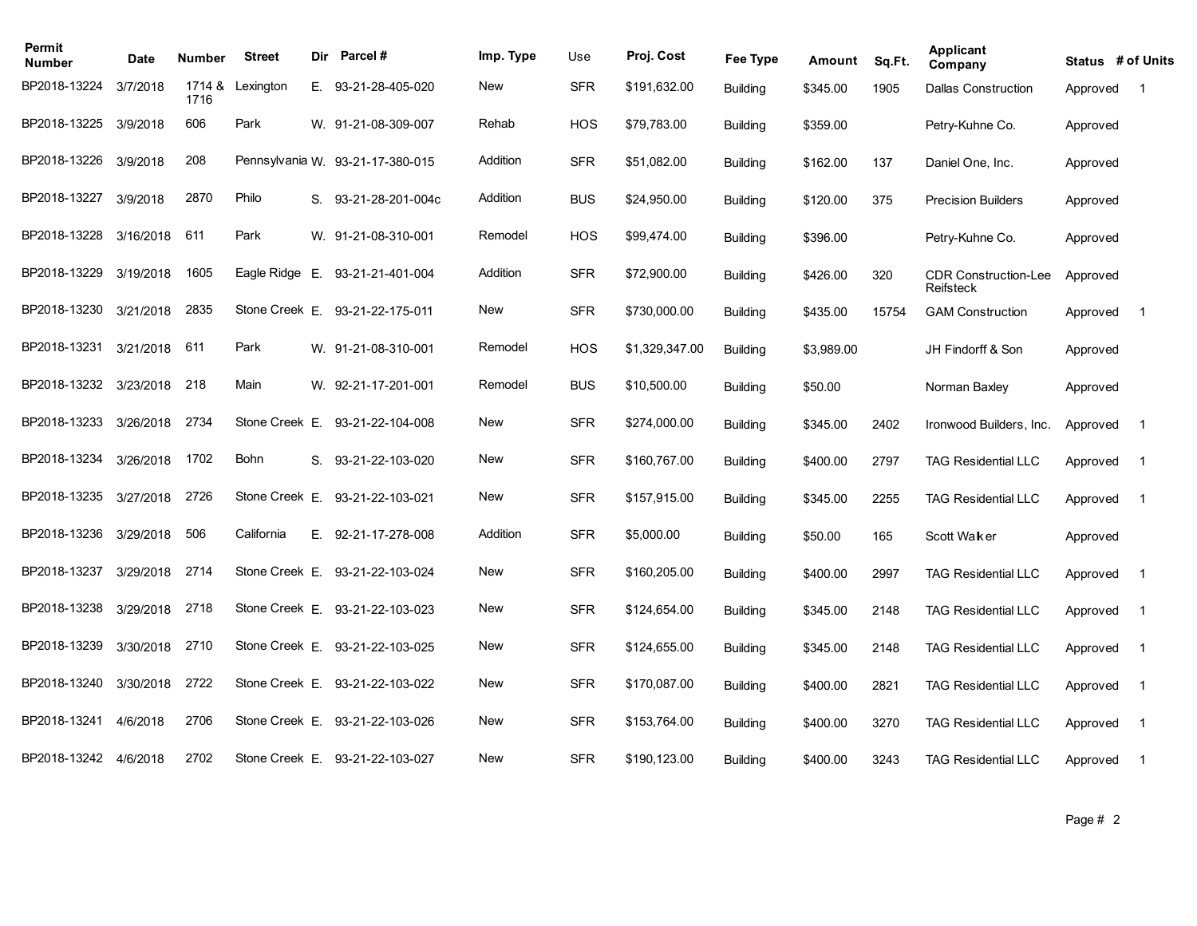| Permit Number | Date | Number | Street | Dir | Parcel # | Imp. Type | Use | Proj. Cost | Fee Type | Amount | Sq.Ft. | Applicant Company | Status | # of Units |
|---|---|---|---|---|---|---|---|---|---|---|---|---|---|---|
| BP2018-13224 | 3/7/2018 | 1714 & 1716 | Lexington | E. | 93-21-28-405-020 | New | SFR | $191,632.00 | Building | $345.00 | 1905 | Dallas Construction | Approved | 1 |
| BP2018-13225 | 3/9/2018 | 606 | Park | W. | 91-21-08-309-007 | Rehab | HOS | $79,783.00 | Building | $359.00 | | Petry-Kuhne Co. | Approved | |
| BP2018-13226 | 3/9/2018 | 208 | Pennsylvania | W. | 93-21-17-380-015 | Addition | SFR | $51,082.00 | Building | $162.00 | 137 | Daniel One, Inc. | Approved | |
| BP2018-13227 | 3/9/2018 | 2870 | Philo | S. | 93-21-28-201-004c | Addition | BUS | $24,950.00 | Building | $120.00 | 375 | Precision Builders | Approved | |
| BP2018-13228 | 3/16/2018 | 611 | Park | W. | 91-21-08-310-001 | Remodel | HOS | $99,474.00 | Building | $396.00 | | Petry-Kuhne Co. | Approved | |
| BP2018-13229 | 3/19/2018 | 1605 | Eagle Ridge | E. | 93-21-21-401-004 | Addition | SFR | $72,900.00 | Building | $426.00 | 320 | CDR Construction-Lee Reifsteck | Approved | |
| BP2018-13230 | 3/21/2018 | 2835 | Stone Creek | E. | 93-21-22-175-011 | New | SFR | $730,000.00 | Building | $435.00 | 15754 | GAM Construction | Approved | 1 |
| BP2018-13231 | 3/21/2018 | 611 | Park | W. | 91-21-08-310-001 | Remodel | HOS | $1,329,347.00 | Building | $3,989.00 | | JH Findorff & Son | Approved | |
| BP2018-13232 | 3/23/2018 | 218 | Main | W. | 92-21-17-201-001 | Remodel | BUS | $10,500.00 | Building | $50.00 | | Norman Baxley | Approved | |
| BP2018-13233 | 3/26/2018 | 2734 | Stone Creek | E. | 93-21-22-104-008 | New | SFR | $274,000.00 | Building | $345.00 | 2402 | Ironwood Builders, Inc. | Approved | 1 |
| BP2018-13234 | 3/26/2018 | 1702 | Bohn | S. | 93-21-22-103-020 | New | SFR | $160,767.00 | Building | $400.00 | 2797 | TAG Residential LLC | Approved | 1 |
| BP2018-13235 | 3/27/2018 | 2726 | Stone Creek | E. | 93-21-22-103-021 | New | SFR | $157,915.00 | Building | $345.00 | 2255 | TAG Residential LLC | Approved | 1 |
| BP2018-13236 | 3/29/2018 | 506 | California | E. | 92-21-17-278-008 | Addition | SFR | $5,000.00 | Building | $50.00 | 165 | Scott Walker | Approved | |
| BP2018-13237 | 3/29/2018 | 2714 | Stone Creek | E. | 93-21-22-103-024 | New | SFR | $160,205.00 | Building | $400.00 | 2997 | TAG Residential LLC | Approved | 1 |
| BP2018-13238 | 3/29/2018 | 2718 | Stone Creek | E. | 93-21-22-103-023 | New | SFR | $124,654.00 | Building | $345.00 | 2148 | TAG Residential LLC | Approved | 1 |
| BP2018-13239 | 3/30/2018 | 2710 | Stone Creek | E. | 93-21-22-103-025 | New | SFR | $124,655.00 | Building | $345.00 | 2148 | TAG Residential LLC | Approved | 1 |
| BP2018-13240 | 3/30/2018 | 2722 | Stone Creek | E. | 93-21-22-103-022 | New | SFR | $170,087.00 | Building | $400.00 | 2821 | TAG Residential LLC | Approved | 1 |
| BP2018-13241 | 4/6/2018 | 2706 | Stone Creek | E. | 93-21-22-103-026 | New | SFR | $153,764.00 | Building | $400.00 | 3270 | TAG Residential LLC | Approved | 1 |
| BP2018-13242 | 4/6/2018 | 2702 | Stone Creek | E. | 93-21-22-103-027 | New | SFR | $190,123.00 | Building | $400.00 | 3243 | TAG Residential LLC | Approved | 1 |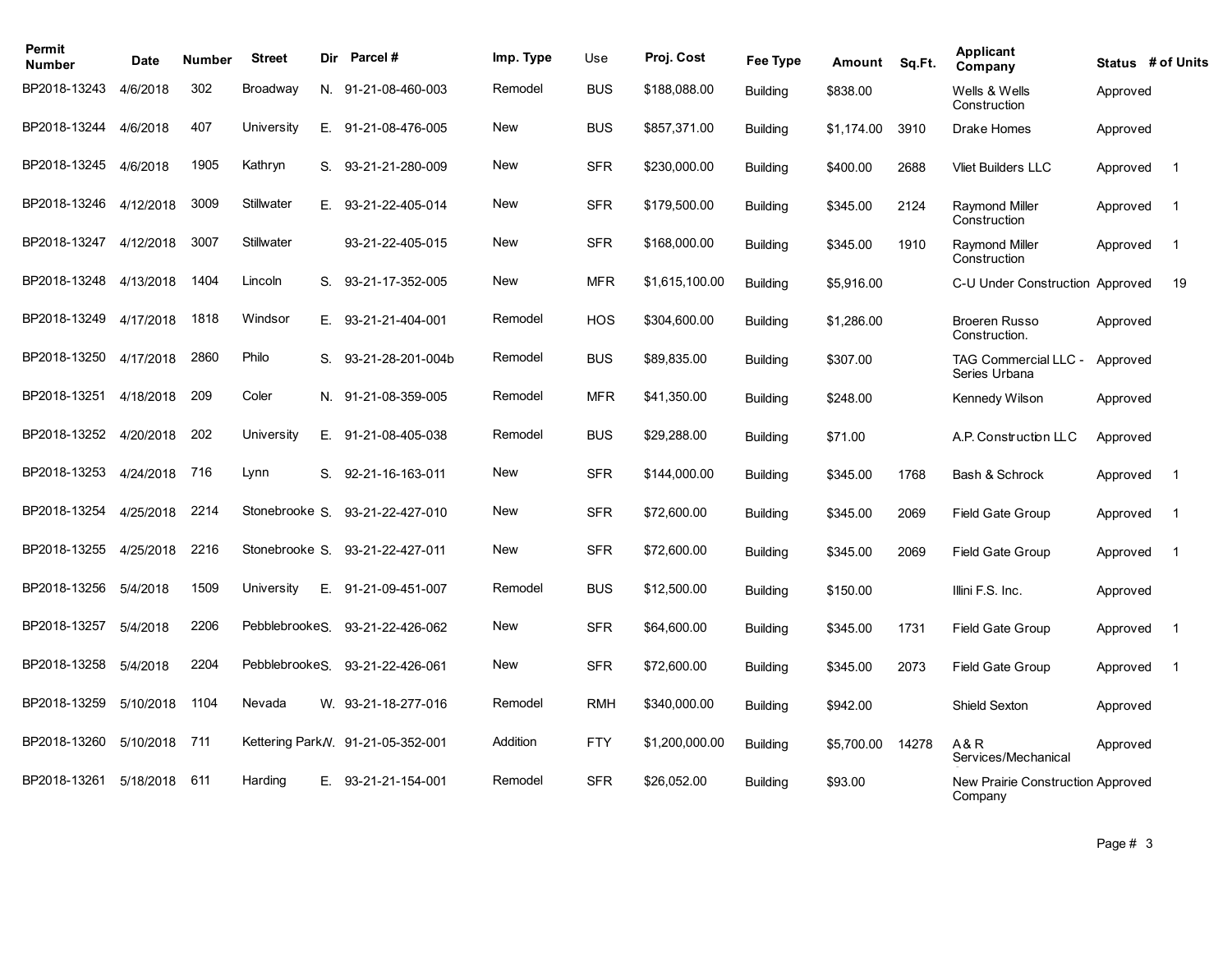| Permit Number | Date | Number | Street | Dir | Parcel # | Imp. Type | Use | Proj. Cost | Fee Type | Amount | Sq.Ft. | Applicant Company | Status | # of Units |
|---|---|---|---|---|---|---|---|---|---|---|---|---|---|---|
| BP2018-13243 | 4/6/2018 | 302 | Broadway | N. | 91-21-08-460-003 | Remodel | BUS | $188,088.00 | Building | $838.00 | | Wells & Wells Construction | Approved | |
| BP2018-13244 | 4/6/2018 | 407 | University | E. | 91-21-08-476-005 | New | BUS | $857,371.00 | Building | $1,174.00 | 3910 | Drake Homes | Approved | |
| BP2018-13245 | 4/6/2018 | 1905 | Kathryn | S. | 93-21-21-280-009 | New | SFR | $230,000.00 | Building | $400.00 | 2688 | Vliet Builders LLC | Approved | 1 |
| BP2018-13246 | 4/12/2018 | 3009 | Stillwater | E. | 93-21-22-405-014 | New | SFR | $179,500.00 | Building | $345.00 | 2124 | Raymond Miller Construction | Approved | 1 |
| BP2018-13247 | 4/12/2018 | 3007 | Stillwater | | 93-21-22-405-015 | New | SFR | $168,000.00 | Building | $345.00 | 1910 | Raymond Miller Construction | Approved | 1 |
| BP2018-13248 | 4/13/2018 | 1404 | Lincoln | S. | 93-21-17-352-005 | New | MFR | $1,615,100.00 | Building | $5,916.00 | | C-U Under Construction | Approved | 19 |
| BP2018-13249 | 4/17/2018 | 1818 | Windsor | E. | 93-21-21-404-001 | Remodel | HOS | $304,600.00 | Building | $1,286.00 | | Broeren Russo Construction. | Approved | |
| BP2018-13250 | 4/17/2018 | 2860 | Philo | S. | 93-21-28-201-004b | Remodel | BUS | $89,835.00 | Building | $307.00 | | TAG Commercial LLC - Series Urbana | Approved | |
| BP2018-13251 | 4/18/2018 | 209 | Coler | N. | 91-21-08-359-005 | Remodel | MFR | $41,350.00 | Building | $248.00 | | Kennedy Wilson | Approved | |
| BP2018-13252 | 4/20/2018 | 202 | University | E. | 91-21-08-405-038 | Remodel | BUS | $29,288.00 | Building | $71.00 | | A.P. Construction LLC | Approved | |
| BP2018-13253 | 4/24/2018 | 716 | Lynn | S. | 92-21-16-163-011 | New | SFR | $144,000.00 | Building | $345.00 | 1768 | Bash & Schrock | Approved | 1 |
| BP2018-13254 | 4/25/2018 | 2214 | Stonebrooke | S. | 93-21-22-427-010 | New | SFR | $72,600.00 | Building | $345.00 | 2069 | Field Gate Group | Approved | 1 |
| BP2018-13255 | 4/25/2018 | 2216 | Stonebrooke | S. | 93-21-22-427-011 | New | SFR | $72,600.00 | Building | $345.00 | 2069 | Field Gate Group | Approved | 1 |
| BP2018-13256 | 5/4/2018 | 1509 | University | E. | 91-21-09-451-007 | Remodel | BUS | $12,500.00 | Building | $150.00 | | Illini F.S. Inc. | Approved | |
| BP2018-13257 | 5/4/2018 | 2206 | Pebblebrooke | S. | 93-21-22-426-062 | New | SFR | $64,600.00 | Building | $345.00 | 1731 | Field Gate Group | Approved | 1 |
| BP2018-13258 | 5/4/2018 | 2204 | Pebblebrooke | S. | 93-21-22-426-061 | New | SFR | $72,600.00 | Building | $345.00 | 2073 | Field Gate Group | Approved | 1 |
| BP2018-13259 | 5/10/2018 | 1104 | Nevada | W. | 93-21-18-277-016 | Remodel | RMH | $340,000.00 | Building | $942.00 | | Shield Sexton | Approved | |
| BP2018-13260 | 5/10/2018 | 711 | Kettering Park | W. | 91-21-05-352-001 | Addition | FTY | $1,200,000.00 | Building | $5,700.00 | 14278 | A & R Services/Mechanical | Approved | |
| BP2018-13261 | 5/18/2018 | 611 | Harding | E. | 93-21-21-154-001 | Remodel | SFR | $26,052.00 | Building | $93.00 | | New Prairie Construction Company | Approved | |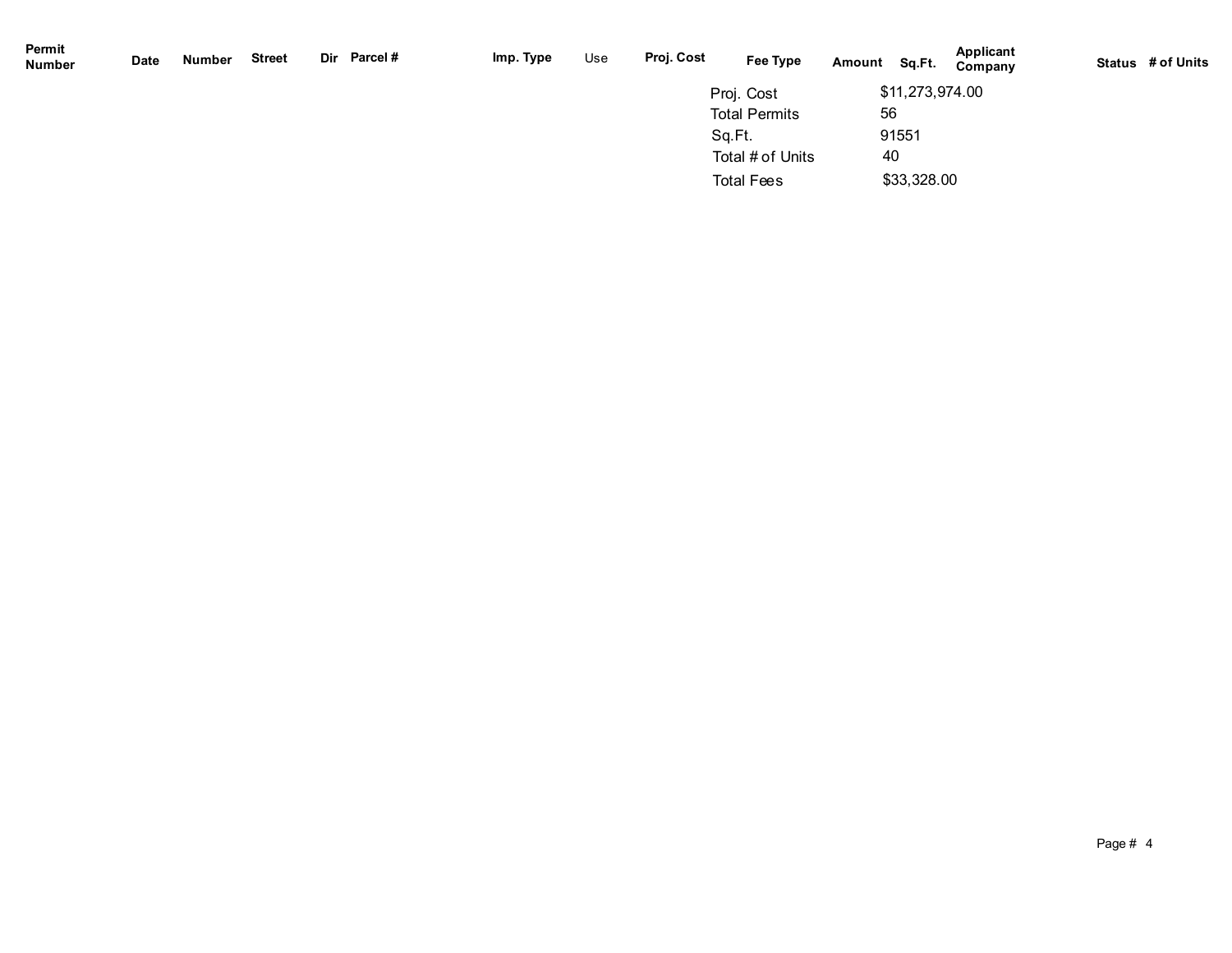| Permit Number | Date | Number | Street | Dir | Parcel # | Imp. Type | Use | Proj. Cost | Fee Type | Amount | Sq.Ft. | Applicant Company | Status | # of Units |
|---|---|---|---|---|---|---|---|---|---|---|---|---|---|---|

| | |
|---|---|
| Proj. Cost | $11,273,974.00 |
| Total Permits | 56 |
| Sq.Ft. | 91551 |
| Total # of Units | 40 |
| Total Fees | $33,328.00 |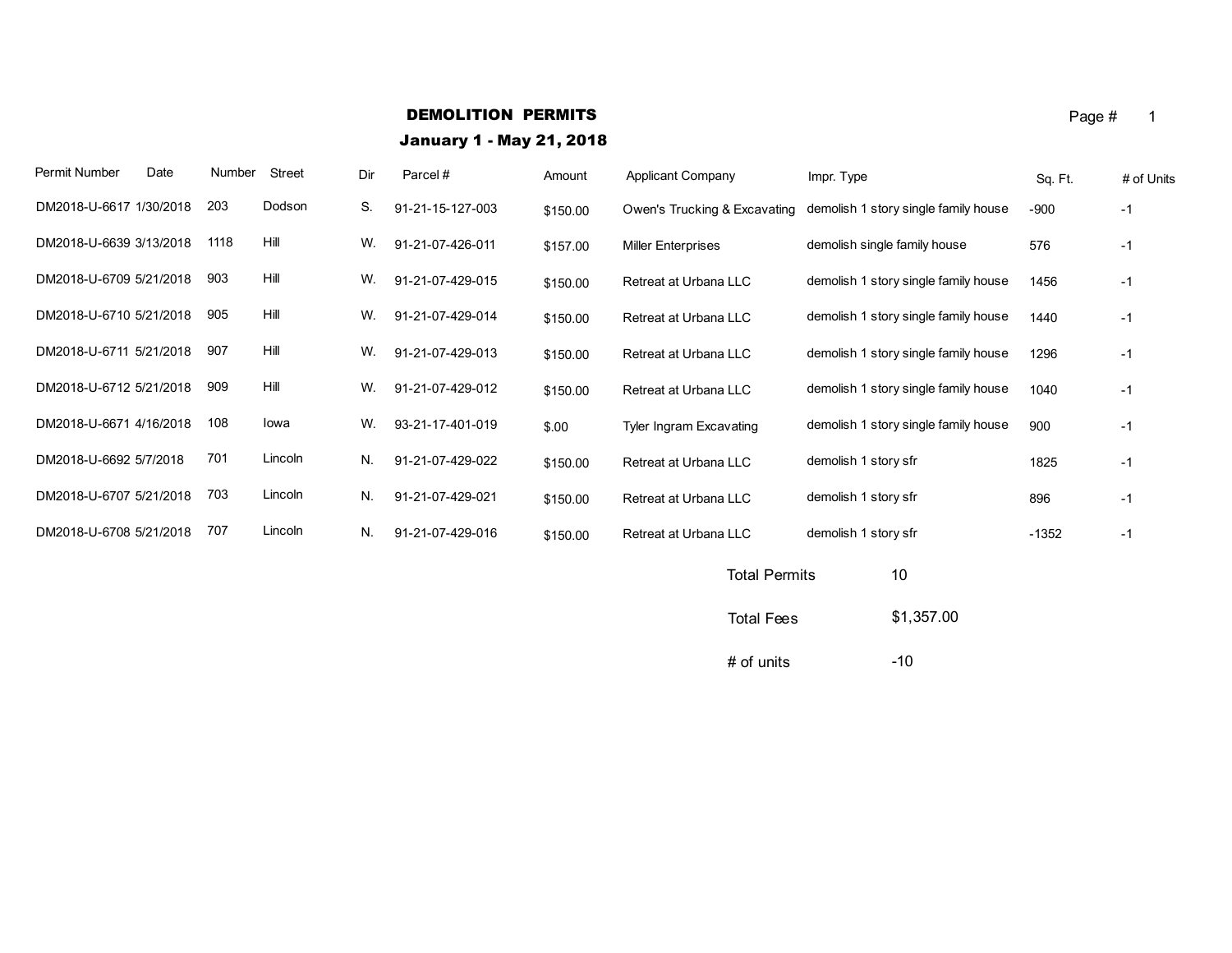# DEMOLITION PERMITS

## January 1 - May 21, 2018

| Permit Number | Date | Number | Street | Dir | Parcel # | Amount | Applicant Company | Impr. Type | Sq. Ft. | # of Units |
|---|---|---|---|---|---|---|---|---|---|---|
| DM2018-U-6617 | 1/30/2018 | 203 | Dodson | S. | 91-21-15-127-003 | $150.00 | Owen's Trucking & Excavating | demolish 1 story single family house | -900 | -1 |
| DM2018-U-6639 | 3/13/2018 | 1118 | Hill | W. | 91-21-07-426-011 | $157.00 | Miller Enterprises | demolish single family house | 576 | -1 |
| DM2018-U-6709 | 5/21/2018 | 903 | Hill | W. | 91-21-07-429-015 | $150.00 | Retreat at Urbana LLC | demolish 1 story single family house | 1456 | -1 |
| DM2018-U-6710 | 5/21/2018 | 905 | Hill | W. | 91-21-07-429-014 | $150.00 | Retreat at Urbana LLC | demolish 1 story single family house | 1440 | -1 |
| DM2018-U-6711 | 5/21/2018 | 907 | Hill | W. | 91-21-07-429-013 | $150.00 | Retreat at Urbana LLC | demolish 1 story single family house | 1296 | -1 |
| DM2018-U-6712 | 5/21/2018 | 909 | Hill | W. | 91-21-07-429-012 | $150.00 | Retreat at Urbana LLC | demolish 1 story single family house | 1040 | -1 |
| DM2018-U-6671 | 4/16/2018 | 108 | Iowa | W. | 93-21-17-401-019 | $.00 | Tyler Ingram Excavating | demolish 1 story single family house | 900 | -1 |
| DM2018-U-6692 | 5/7/2018 | 701 | Lincoln | N. | 91-21-07-429-022 | $150.00 | Retreat at Urbana LLC | demolish 1 story sfr | 1825 | -1 |
| DM2018-U-6707 | 5/21/2018 | 703 | Lincoln | N. | 91-21-07-429-021 | $150.00 | Retreat at Urbana LLC | demolish 1 story sfr | 896 | -1 |
| DM2018-U-6708 | 5/21/2018 | 707 | Lincoln | N. | 91-21-07-429-016 | $150.00 | Retreat at Urbana LLC | demolish 1 story sfr | -1352 | -1 |

| | |
|---|---|
| Total Permits | 10 |
| Total Fees | $1,357.00 |
| # of units | -10 |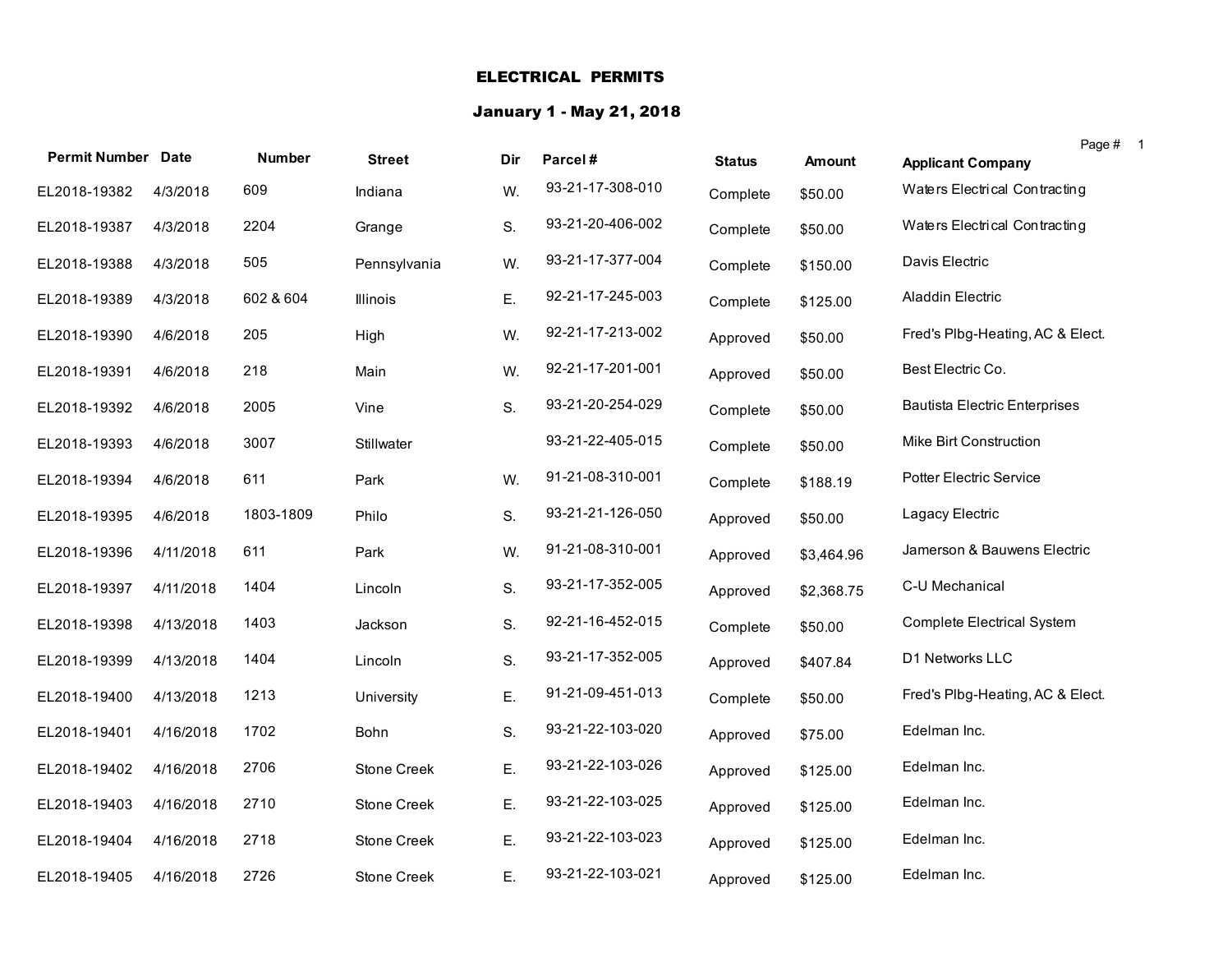# ELECTRICAL PERMITS

## January 1 - May 21, 2018

| Permit Number | Date | Number | Street | Dir | Parcel # | Status | Amount | Applicant Company |
|---|---|---|---|---|---|---|---|---|
| EL2018-19382 | 4/3/2018 | 609 | Indiana | W. | 93-21-17-308-010 | Complete | $50.00 | Waters Electrical Contracting |
| EL2018-19387 | 4/3/2018 | 2204 | Grange | S. | 93-21-20-406-002 | Complete | $50.00 | Waters Electrical Contracting |
| EL2018-19388 | 4/3/2018 | 505 | Pennsylvania | W. | 93-21-17-377-004 | Complete | $150.00 | Davis Electric |
| EL2018-19389 | 4/3/2018 | 602 & 604 | Illinois | E. | 92-21-17-245-003 | Complete | $125.00 | Aladdin Electric |
| EL2018-19390 | 4/6/2018 | 205 | High | W. | 92-21-17-213-002 | Approved | $50.00 | Fred's Plbg-Heating, AC & Elect. |
| EL2018-19391 | 4/6/2018 | 218 | Main | W. | 92-21-17-201-001 | Approved | $50.00 | Best Electric Co. |
| EL2018-19392 | 4/6/2018 | 2005 | Vine | S. | 93-21-20-254-029 | Complete | $50.00 | Bautista Electric Enterprises |
| EL2018-19393 | 4/6/2018 | 3007 | Stillwater | | 93-21-22-405-015 | Complete | $50.00 | Mike Birt Construction |
| EL2018-19394 | 4/6/2018 | 611 | Park | W. | 91-21-08-310-001 | Complete | $188.19 | Potter Electric Service |
| EL2018-19395 | 4/6/2018 | 1803-1809 | Philo | S. | 93-21-21-126-050 | Approved | $50.00 | Lagacy Electric |
| EL2018-19396 | 4/11/2018 | 611 | Park | W. | 91-21-08-310-001 | Approved | $3,464.96 | Jamerson & Bauwens Electric |
| EL2018-19397 | 4/11/2018 | 1404 | Lincoln | S. | 93-21-17-352-005 | Approved | $2,368.75 | C-U Mechanical |
| EL2018-19398 | 4/13/2018 | 1403 | Jackson | S. | 92-21-16-452-015 | Complete | $50.00 | Complete Electrical System |
| EL2018-19399 | 4/13/2018 | 1404 | Lincoln | S. | 93-21-17-352-005 | Approved | $407.84 | D1 Networks LLC |
| EL2018-19400 | 4/13/2018 | 1213 | University | E. | 91-21-09-451-013 | Complete | $50.00 | Fred's Plbg-Heating, AC & Elect. |
| EL2018-19401 | 4/16/2018 | 1702 | Bohn | S. | 93-21-22-103-020 | Approved | $75.00 | Edelman Inc. |
| EL2018-19402 | 4/16/2018 | 2706 | Stone Creek | E. | 93-21-22-103-026 | Approved | $125.00 | Edelman Inc. |
| EL2018-19403 | 4/16/2018 | 2710 | Stone Creek | E. | 93-21-22-103-025 | Approved | $125.00 | Edelman Inc. |
| EL2018-19404 | 4/16/2018 | 2718 | Stone Creek | E. | 93-21-22-103-023 | Approved | $125.00 | Edelman Inc. |
| EL2018-19405 | 4/16/2018 | 2726 | Stone Creek | E. | 93-21-22-103-021 | Approved | $125.00 | Edelman Inc. |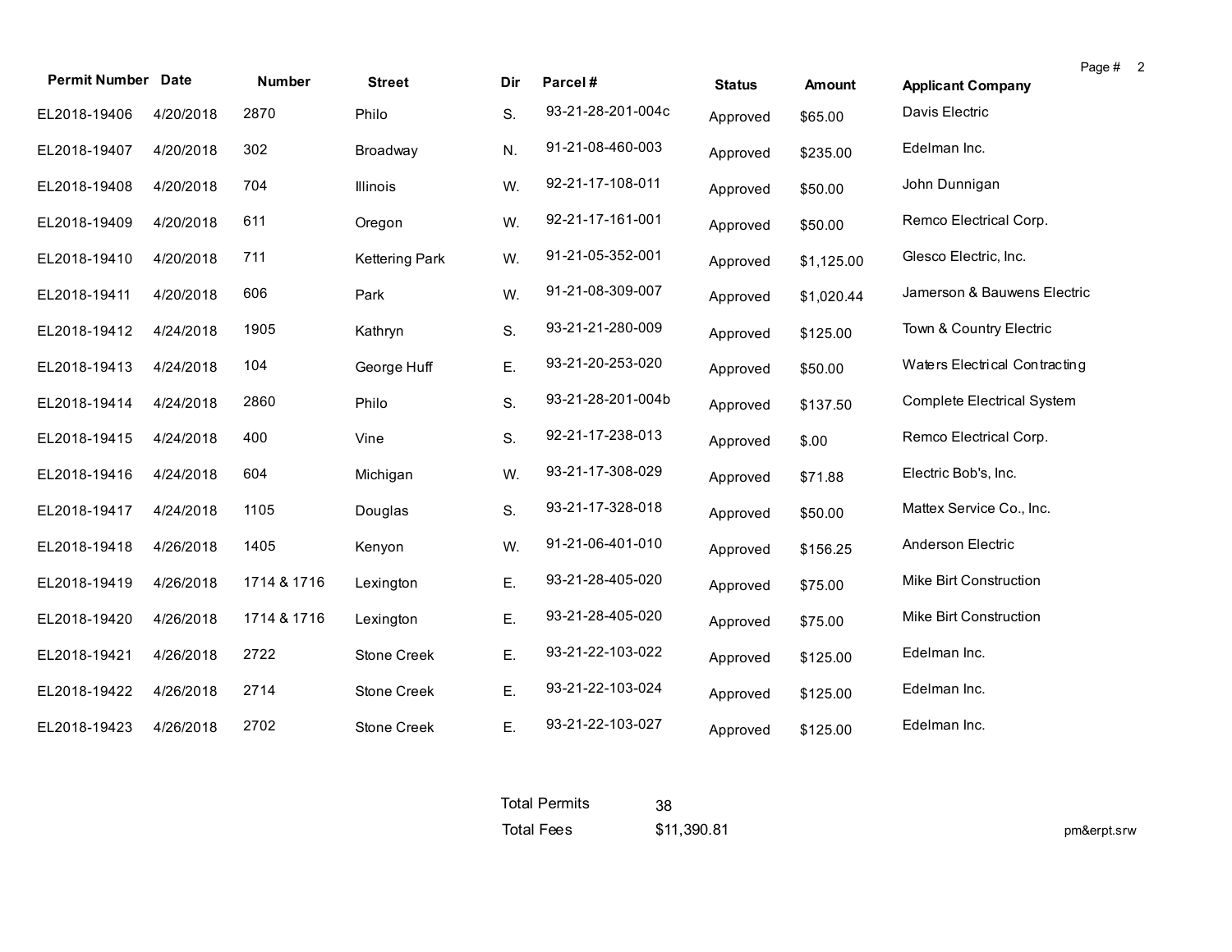| Permit Number | Date | Number | Street | Dir | Parcel # | Status | Amount | Applicant Company |
|---|---|---|---|---|---|---|---|---|
| EL2018-19406 | 4/20/2018 | 2870 | Philo | S. | 93-21-28-201-004c | Approved | $65.00 | Davis Electric |
| EL2018-19407 | 4/20/2018 | 302 | Broadway | N. | 91-21-08-460-003 | Approved | $235.00 | Edelman Inc. |
| EL2018-19408 | 4/20/2018 | 704 | Illinois | W. | 92-21-17-108-011 | Approved | $50.00 | John Dunnigan |
| EL2018-19409 | 4/20/2018 | 611 | Oregon | W. | 92-21-17-161-001 | Approved | $50.00 | Remco Electrical Corp. |
| EL2018-19410 | 4/20/2018 | 711 | Kettering Park | W. | 91-21-05-352-001 | Approved | $1,125.00 | Glesco Electric, Inc. |
| EL2018-19411 | 4/20/2018 | 606 | Park | W. | 91-21-08-309-007 | Approved | $1,020.44 | Jamerson & Bauwens Electric |
| EL2018-19412 | 4/24/2018 | 1905 | Kathryn | S. | 93-21-21-280-009 | Approved | $125.00 | Town & Country Electric |
| EL2018-19413 | 4/24/2018 | 104 | George Huff | E. | 93-21-20-253-020 | Approved | $50.00 | Waters Electrical Contracting |
| EL2018-19414 | 4/24/2018 | 2860 | Philo | S. | 93-21-28-201-004b | Approved | $137.50 | Complete Electrical System |
| EL2018-19415 | 4/24/2018 | 400 | Vine | S. | 92-21-17-238-013 | Approved | $.00 | Remco Electrical Corp. |
| EL2018-19416 | 4/24/2018 | 604 | Michigan | W. | 93-21-17-308-029 | Approved | $71.88 | Electric Bob's, Inc. |
| EL2018-19417 | 4/24/2018 | 1105 | Douglas | S. | 93-21-17-328-018 | Approved | $50.00 | Mattex Service Co., Inc. |
| EL2018-19418 | 4/26/2018 | 1405 | Kenyon | W. | 91-21-06-401-010 | Approved | $156.25 | Anderson Electric |
| EL2018-19419 | 4/26/2018 | 1714 & 1716 | Lexington | E. | 93-21-28-405-020 | Approved | $75.00 | Mike Birt Construction |
| EL2018-19420 | 4/26/2018 | 1714 & 1716 | Lexington | E. | 93-21-28-405-020 | Approved | $75.00 | Mike Birt Construction |
| EL2018-19421 | 4/26/2018 | 2722 | Stone Creek | E. | 93-21-22-103-022 | Approved | $125.00 | Edelman Inc. |
| EL2018-19422 | 4/26/2018 | 2714 | Stone Creek | E. | 93-21-22-103-024 | Approved | $125.00 | Edelman Inc. |
| EL2018-19423 | 4/26/2018 | 2702 | Stone Creek | E. | 93-21-22-103-027 | Approved | $125.00 | Edelman Inc. |

Total Permits 38

Total Fees $11,390.81

pm&erpt.srw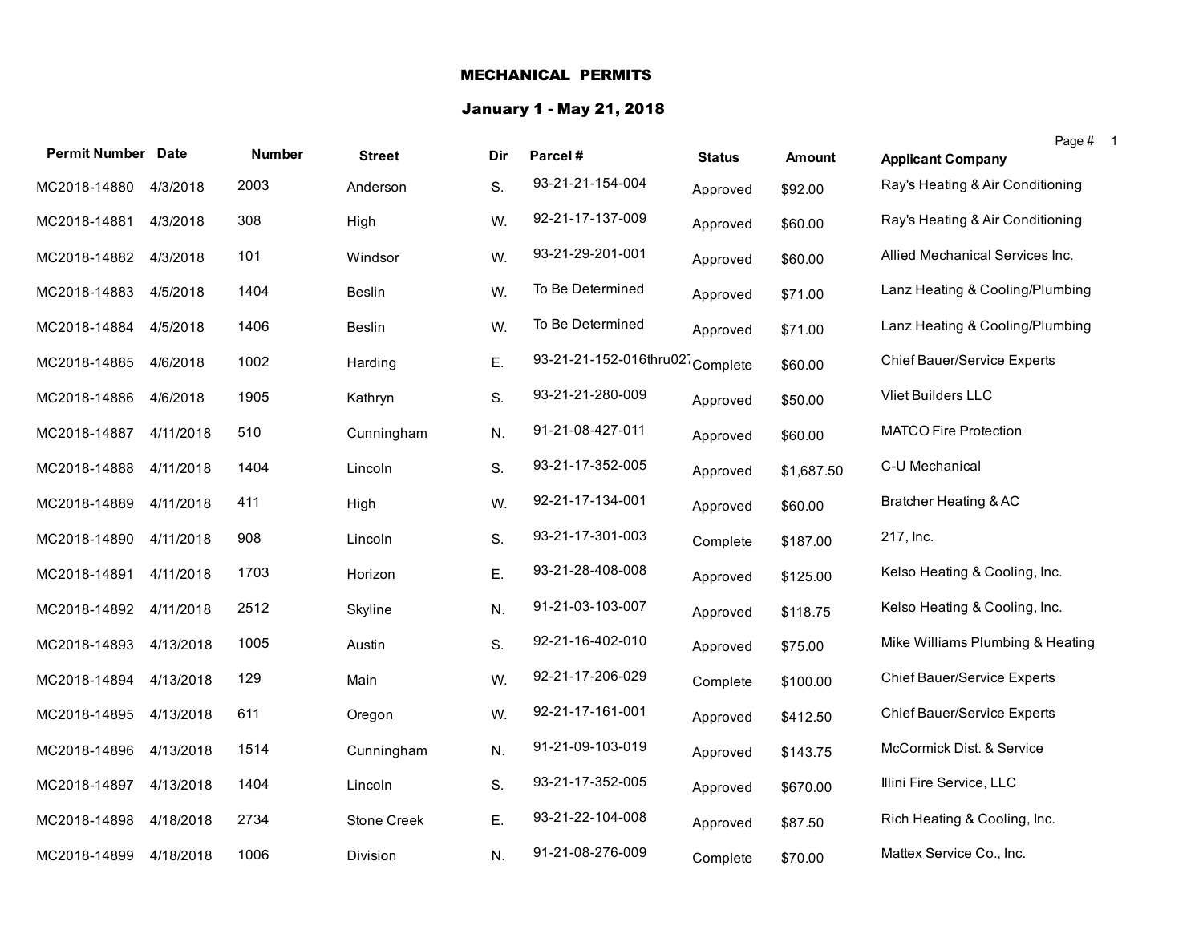# MECHANICAL PERMITS

## January 1 - May 21, 2018

| Permit Number | Date | Number | Street | Dir | Parcel # | Status | Amount | Applicant Company |
|---|---|---|---|---|---|---|---|---|
| MC2018-14880 | 4/3/2018 | 2003 | Anderson | S. | 93-21-21-154-004 | Approved | $92.00 | Ray's Heating & Air Conditioning |
| MC2018-14881 | 4/3/2018 | 308 | High | W. | 92-21-17-137-009 | Approved | $60.00 | Ray's Heating & Air Conditioning |
| MC2018-14882 | 4/3/2018 | 101 | Windsor | W. | 93-21-29-201-001 | Approved | $60.00 | Allied Mechanical Services Inc. |
| MC2018-14883 | 4/5/2018 | 1404 | Beslin | W. | To Be Determined | Approved | $71.00 | Lanz Heating & Cooling/Plumbing |
| MC2018-14884 | 4/5/2018 | 1406 | Beslin | W. | To Be Determined | Approved | $71.00 | Lanz Heating & Cooling/Plumbing |
| MC2018-14885 | 4/6/2018 | 1002 | Harding | E. | 93-21-21-152-016thru027 | Complete | $60.00 | Chief Bauer/Service Experts |
| MC2018-14886 | 4/6/2018 | 1905 | Kathryn | S. | 93-21-21-280-009 | Approved | $50.00 | Vliet Builders LLC |
| MC2018-14887 | 4/11/2018 | 510 | Cunningham | N. | 91-21-08-427-011 | Approved | $60.00 | MATCO Fire Protection |
| MC2018-14888 | 4/11/2018 | 1404 | Lincoln | S. | 93-21-17-352-005 | Approved | $1,687.50 | C-U Mechanical |
| MC2018-14889 | 4/11/2018 | 411 | High | W. | 92-21-17-134-001 | Approved | $60.00 | Bratcher Heating & AC |
| MC2018-14890 | 4/11/2018 | 908 | Lincoln | S. | 93-21-17-301-003 | Complete | $187.00 | 217, Inc. |
| MC2018-14891 | 4/11/2018 | 1703 | Horizon | E. | 93-21-28-408-008 | Approved | $125.00 | Kelso Heating & Cooling, Inc. |
| MC2018-14892 | 4/11/2018 | 2512 | Skyline | N. | 91-21-03-103-007 | Approved | $118.75 | Kelso Heating & Cooling, Inc. |
| MC2018-14893 | 4/13/2018 | 1005 | Austin | S. | 92-21-16-402-010 | Approved | $75.00 | Mike Williams Plumbing & Heating |
| MC2018-14894 | 4/13/2018 | 129 | Main | W. | 92-21-17-206-029 | Complete | $100.00 | Chief Bauer/Service Experts |
| MC2018-14895 | 4/13/2018 | 611 | Oregon | W. | 92-21-17-161-001 | Approved | $412.50 | Chief Bauer/Service Experts |
| MC2018-14896 | 4/13/2018 | 1514 | Cunningham | N. | 91-21-09-103-019 | Approved | $143.75 | McCormick Dist. & Service |
| MC2018-14897 | 4/13/2018 | 1404 | Lincoln | S. | 93-21-17-352-005 | Approved | $670.00 | Illini Fire Service, LLC |
| MC2018-14898 | 4/18/2018 | 2734 | Stone Creek | E. | 93-21-22-104-008 | Approved | $87.50 | Rich Heating & Cooling, Inc. |
| MC2018-14899 | 4/18/2018 | 1006 | Division | N. | 91-21-08-276-009 | Complete | $70.00 | Mattex Service Co., Inc. |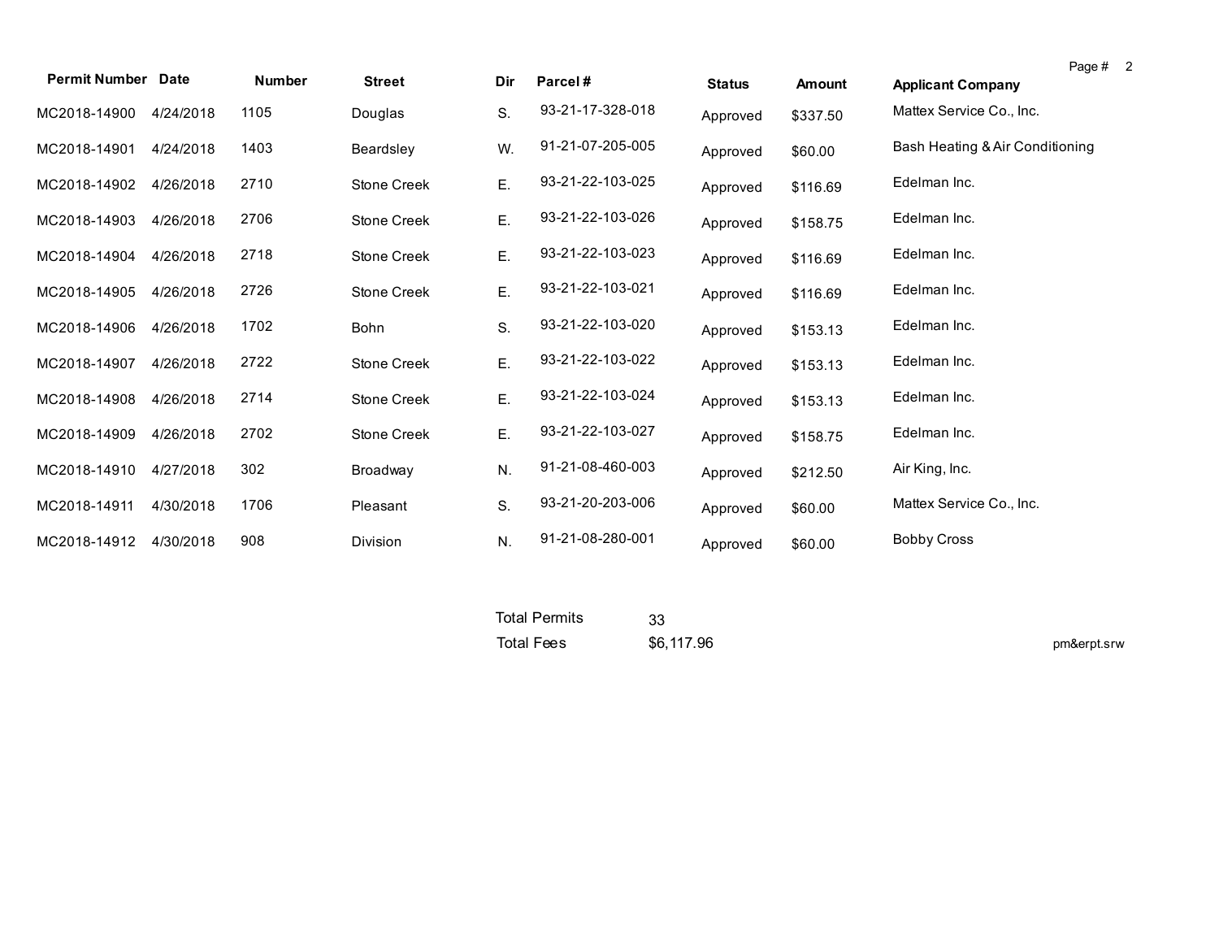| Permit Number | Date | Number | Street | Dir | Parcel # | Status | Amount | Applicant Company |
|---|---|---|---|---|---|---|---|---|
| MC2018-14900 | 4/24/2018 | 1105 | Douglas | S. | 93-21-17-328-018 | Approved | $337.50 | Mattex Service Co., Inc. |
| MC2018-14901 | 4/24/2018 | 1403 | Beardsley | W. | 91-21-07-205-005 | Approved | $60.00 | Bash Heating & Air Conditioning |
| MC2018-14902 | 4/26/2018 | 2710 | Stone Creek | E. | 93-21-22-103-025 | Approved | $116.69 | Edelman Inc. |
| MC2018-14903 | 4/26/2018 | 2706 | Stone Creek | E. | 93-21-22-103-026 | Approved | $158.75 | Edelman Inc. |
| MC2018-14904 | 4/26/2018 | 2718 | Stone Creek | E. | 93-21-22-103-023 | Approved | $116.69 | Edelman Inc. |
| MC2018-14905 | 4/26/2018 | 2726 | Stone Creek | E. | 93-21-22-103-021 | Approved | $116.69 | Edelman Inc. |
| MC2018-14906 | 4/26/2018 | 1702 | Bohn | S. | 93-21-22-103-020 | Approved | $153.13 | Edelman Inc. |
| MC2018-14907 | 4/26/2018 | 2722 | Stone Creek | E. | 93-21-22-103-022 | Approved | $153.13 | Edelman Inc. |
| MC2018-14908 | 4/26/2018 | 2714 | Stone Creek | E. | 93-21-22-103-024 | Approved | $153.13 | Edelman Inc. |
| MC2018-14909 | 4/26/2018 | 2702 | Stone Creek | E. | 93-21-22-103-027 | Approved | $158.75 | Edelman Inc. |
| MC2018-14910 | 4/27/2018 | 302 | Broadway | N. | 91-21-08-460-003 | Approved | $212.50 | Air King, Inc. |
| MC2018-14911 | 4/30/2018 | 1706 | Pleasant | S. | 93-21-20-203-006 | Approved | $60.00 | Mattex Service Co., Inc. |
| MC2018-14912 | 4/30/2018 | 908 | Division | N. | 91-21-08-280-001 | Approved | $60.00 | Bobby Cross |

Total Permits 33

Total Fees $6,117.96

pm&erpt.srw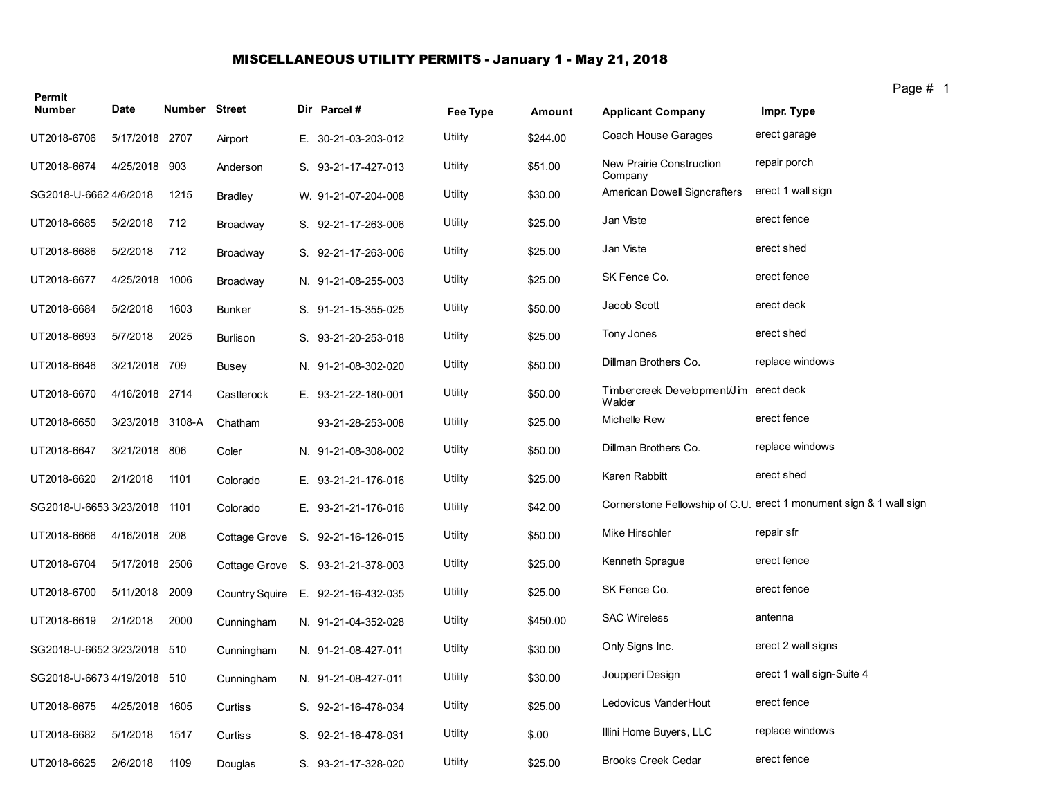# MISCELLANEOUS UTILITY PERMITS - January 1 - May 21, 2018

| Permit Number | Date | Number | Street | Dir | Parcel # | Fee Type | Amount | Applicant Company | Impr. Type |
|---|---|---|---|---|---|---|---|---|---|
| UT2018-6706 | 5/17/2018 | 2707 | Airport | E. | 30-21-03-203-012 | Utility | $244.00 | Coach House Garages | erect garage |
| UT2018-6674 | 4/25/2018 | 903 | Anderson | S. | 93-21-17-427-013 | Utility | $51.00 | New Prairie Construction Company | repair porch |
| SG2018-U-6662 | 4/6/2018 | 1215 | Bradley | W. | 91-21-07-204-008 | Utility | $30.00 | American Dowell Signcrafters | erect 1 wall sign |
| UT2018-6685 | 5/2/2018 | 712 | Broadway | S. | 92-21-17-263-006 | Utility | $25.00 | Jan Viste | erect fence |
| UT2018-6686 | 5/2/2018 | 712 | Broadway | S. | 92-21-17-263-006 | Utility | $25.00 | Jan Viste | erect shed |
| UT2018-6677 | 4/25/2018 | 1006 | Broadway | N. | 91-21-08-255-003 | Utility | $25.00 | SK Fence Co. | erect fence |
| UT2018-6684 | 5/2/2018 | 1603 | Bunker | S. | 91-21-15-355-025 | Utility | $50.00 | Jacob Scott | erect deck |
| UT2018-6693 | 5/7/2018 | 2025 | Burlison | S. | 93-21-20-253-018 | Utility | $25.00 | Tony Jones | erect shed |
| UT2018-6646 | 3/21/2018 | 709 | Busey | N. | 91-21-08-302-020 | Utility | $50.00 | Dillman Brothers Co. | replace windows |
| UT2018-6670 | 4/16/2018 | 2714 | Castlerock | E. | 93-21-22-180-001 | Utility | $50.00 | Timbercreek Development/Jim Walder | erect deck |
| UT2018-6650 | 3/23/2018 | 3108-A | Chatham | | 93-21-28-253-008 | Utility | $25.00 | Michelle Rew | erect fence |
| UT2018-6647 | 3/21/2018 | 806 | Coler | N. | 91-21-08-308-002 | Utility | $50.00 | Dillman Brothers Co. | replace windows |
| UT2018-6620 | 2/1/2018 | 1101 | Colorado | E. | 93-21-21-176-016 | Utility | $25.00 | Karen Rabbitt | erect shed |
| SG2018-U-6653 | 3/23/2018 | 1101 | Colorado | E. | 93-21-21-176-016 | Utility | $42.00 | Cornerstone Fellowship of C.U. | erect 1 monument sign & 1 wall sign |
| UT2018-6666 | 4/16/2018 | 208 | Cottage Grove | S. | 92-21-16-126-015 | Utility | $50.00 | Mike Hirschler | repair sfr |
| UT2018-6704 | 5/17/2018 | 2506 | Cottage Grove | S. | 93-21-21-378-003 | Utility | $25.00 | Kenneth Sprague | erect fence |
| UT2018-6700 | 5/11/2018 | 2009 | Country Squire | E. | 92-21-16-432-035 | Utility | $25.00 | SK Fence Co. | erect fence |
| UT2018-6619 | 2/1/2018 | 2000 | Cunningham | N. | 91-21-04-352-028 | Utility | $450.00 | SAC Wireless | antenna |
| SG2018-U-6652 | 3/23/2018 | 510 | Cunningham | N. | 91-21-08-427-011 | Utility | $30.00 | Only Signs Inc. | erect 2 wall signs |
| SG2018-U-6673 | 4/19/2018 | 510 | Cunningham | N. | 91-21-08-427-011 | Utility | $30.00 | Joupperi Design | erect 1 wall sign-Suite 4 |
| UT2018-6675 | 4/25/2018 | 1605 | Curtiss | S. | 92-21-16-478-034 | Utility | $25.00 | Ledovicus VanderHout | erect fence |
| UT2018-6682 | 5/1/2018 | 1517 | Curtiss | S. | 92-21-16-478-031 | Utility | $.00 | Illini Home Buyers, LLC | replace windows |
| UT2018-6625 | 2/6/2018 | 1109 | Douglas | S. | 93-21-17-328-020 | Utility | $25.00 | Brooks Creek Cedar | erect fence |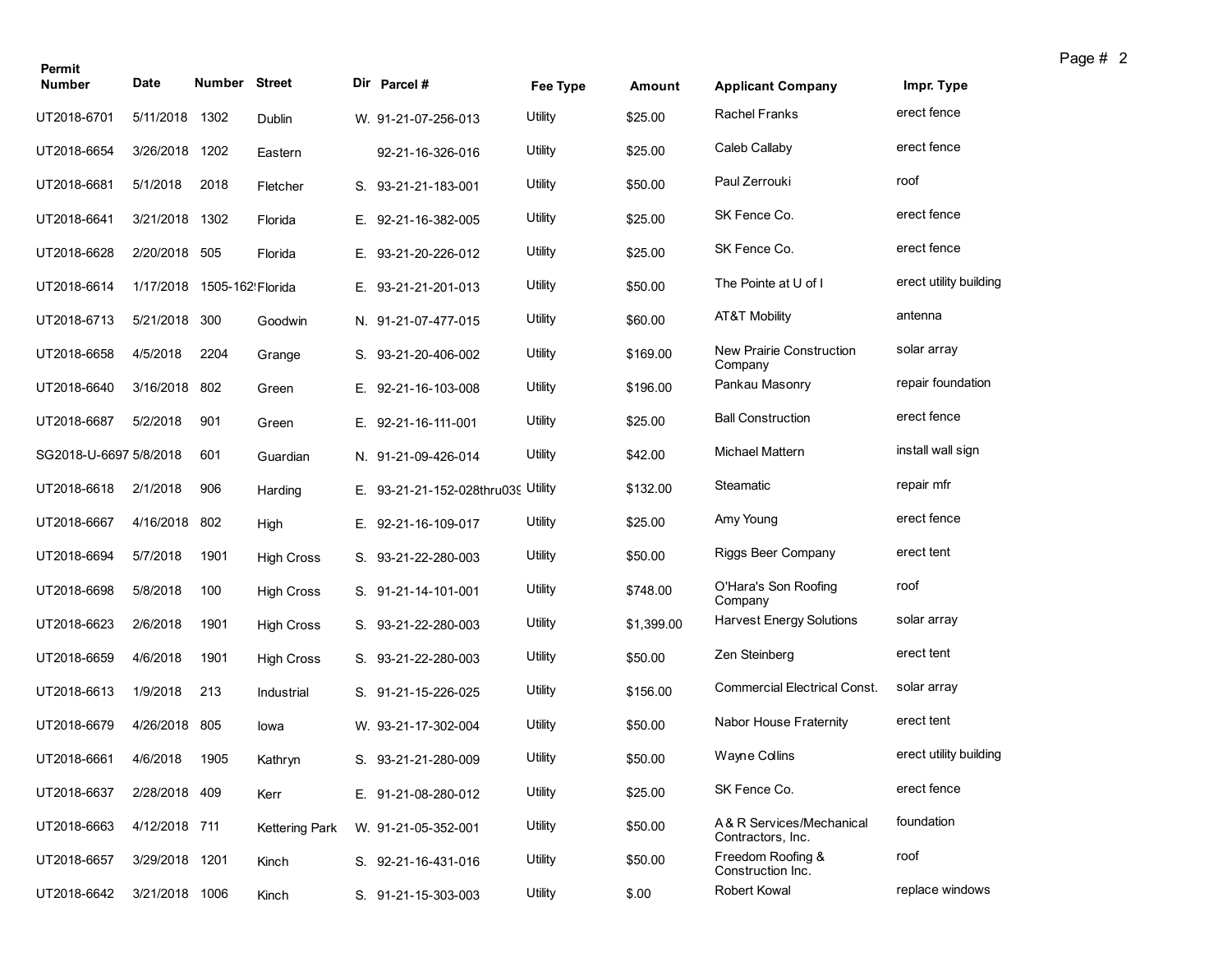| Permit Number | Date | Number | Street | Dir | Parcel # | Fee Type | Amount | Applicant Company | Impr. Type |
|---|---|---|---|---|---|---|---|---|---|
| UT2018-6701 | 5/11/2018 | 1302 | Dublin | W. | 91-21-07-256-013 | Utility | $25.00 | Rachel Franks | erect fence |
| UT2018-6654 | 3/26/2018 | 1202 | Eastern | | 92-21-16-326-016 | Utility | $25.00 | Caleb Callaby | erect fence |
| UT2018-6681 | 5/1/2018 | 2018 | Fletcher | S. | 93-21-21-183-001 | Utility | $50.00 | Paul Zerrouki | roof |
| UT2018-6641 | 3/21/2018 | 1302 | Florida | E. | 92-21-16-382-005 | Utility | $25.00 | SK Fence Co. | erect fence |
| UT2018-6628 | 2/20/2018 | 505 | Florida | E. | 93-21-20-226-012 | Utility | $25.00 | SK Fence Co. | erect fence |
| UT2018-6614 | 1/17/2018 | 1505-162! | Florida | E. | 93-21-21-201-013 | Utility | $50.00 | The Pointe at U of I | erect utility building |
| UT2018-6713 | 5/21/2018 | 300 | Goodwin | N. | 91-21-07-477-015 | Utility | $60.00 | AT&T Mobility | antenna |
| UT2018-6658 | 4/5/2018 | 2204 | Grange | S. | 93-21-20-406-002 | Utility | $169.00 | New Prairie Construction Company | solar array |
| UT2018-6640 | 3/16/2018 | 802 | Green | E. | 92-21-16-103-008 | Utility | $196.00 | Pankau Masonry | repair foundation |
| UT2018-6687 | 5/2/2018 | 901 | Green | E. | 92-21-16-111-001 | Utility | $25.00 | Ball Construction | erect fence |
| SG2018-U-6697 | 5/8/2018 | 601 | Guardian | N. | 91-21-09-426-014 | Utility | $42.00 | Michael Mattern | install wall sign |
| UT2018-6618 | 2/1/2018 | 906 | Harding | E. | 93-21-21-152-028thru03! | Utility | $132.00 | Steamatic | repair mfr |
| UT2018-6667 | 4/16/2018 | 802 | High | E. | 92-21-16-109-017 | Utility | $25.00 | Amy Young | erect fence |
| UT2018-6694 | 5/7/2018 | 1901 | High Cross | S. | 93-21-22-280-003 | Utility | $50.00 | Riggs Beer Company | erect tent |
| UT2018-6698 | 5/8/2018 | 100 | High Cross | S. | 91-21-14-101-001 | Utility | $748.00 | O'Hara's Son Roofing Company | roof |
| UT2018-6623 | 2/6/2018 | 1901 | High Cross | S. | 93-21-22-280-003 | Utility | $1,399.00 | Harvest Energy Solutions | solar array |
| UT2018-6659 | 4/6/2018 | 1901 | High Cross | S. | 93-21-22-280-003 | Utility | $50.00 | Zen Steinberg | erect tent |
| UT2018-6613 | 1/9/2018 | 213 | Industrial | S. | 91-21-15-226-025 | Utility | $156.00 | Commercial Electrical Const. | solar array |
| UT2018-6679 | 4/26/2018 | 805 | Iowa | W. | 93-21-17-302-004 | Utility | $50.00 | Nabor House Fraternity | erect tent |
| UT2018-6661 | 4/6/2018 | 1905 | Kathryn | S. | 93-21-21-280-009 | Utility | $50.00 | Wayne Collins | erect utility building |
| UT2018-6637 | 2/28/2018 | 409 | Kerr | E. | 91-21-08-280-012 | Utility | $25.00 | SK Fence Co. | erect fence |
| UT2018-6663 | 4/12/2018 | 711 | Kettering Park | W. | 91-21-05-352-001 | Utility | $50.00 | A & R Services/Mechanical Contractors, Inc. | foundation |
| UT2018-6657 | 3/29/2018 | 1201 | Kinch | S. | 92-21-16-431-016 | Utility | $50.00 | Freedom Roofing & Construction Inc. | roof |
| UT2018-6642 | 3/21/2018 | 1006 | Kinch | S. | 91-21-15-303-003 | Utility | $.00 | Robert Kowal | replace windows |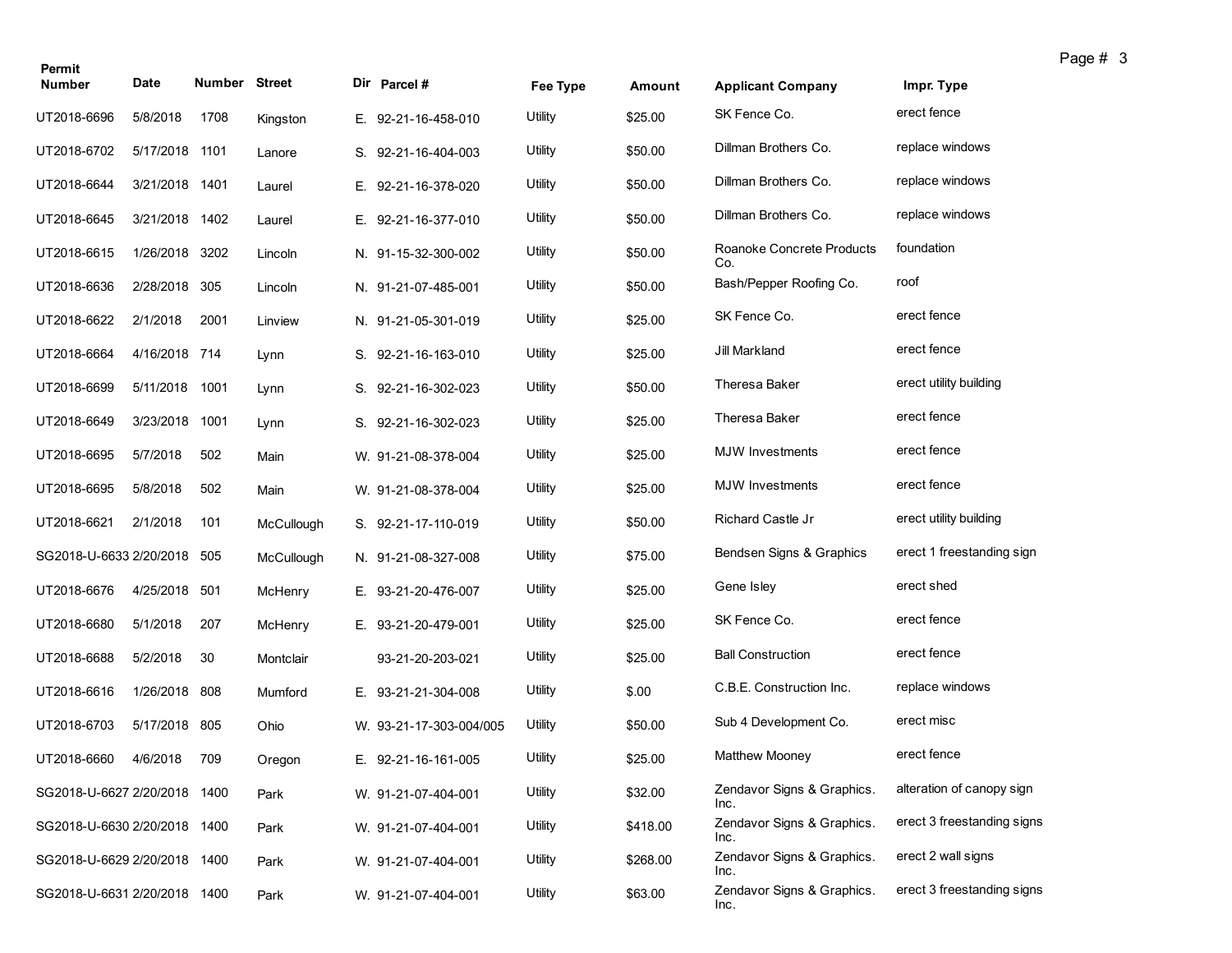| Permit Number | Date | Number | Street | Dir | Parcel # | Fee Type | Amount | Applicant Company | Impr. Type |
|---|---|---|---|---|---|---|---|---|---|
| UT2018-6696 | 5/8/2018 | 1708 | Kingston | E. | 92-21-16-458-010 | Utility | $25.00 | SK Fence Co. | erect fence |
| UT2018-6702 | 5/17/2018 | 1101 | Lanore | S. | 92-21-16-404-003 | Utility | $50.00 | Dillman Brothers Co. | replace windows |
| UT2018-6644 | 3/21/2018 | 1401 | Laurel | E. | 92-21-16-378-020 | Utility | $50.00 | Dillman Brothers Co. | replace windows |
| UT2018-6645 | 3/21/2018 | 1402 | Laurel | E. | 92-21-16-377-010 | Utility | $50.00 | Dillman Brothers Co. | replace windows |
| UT2018-6615 | 1/26/2018 | 3202 | Lincoln | N. | 91-15-32-300-002 | Utility | $50.00 | Roanoke Concrete Products Co. | foundation |
| UT2018-6636 | 2/28/2018 | 305 | Lincoln | N. | 91-21-07-485-001 | Utility | $50.00 | Bash/Pepper Roofing Co. | roof |
| UT2018-6622 | 2/1/2018 | 2001 | Linview | N. | 91-21-05-301-019 | Utility | $25.00 | SK Fence Co. | erect fence |
| UT2018-6664 | 4/16/2018 | 714 | Lynn | S. | 92-21-16-163-010 | Utility | $25.00 | Jill Markland | erect fence |
| UT2018-6699 | 5/11/2018 | 1001 | Lynn | S. | 92-21-16-302-023 | Utility | $50.00 | Theresa Baker | erect utility building |
| UT2018-6649 | 3/23/2018 | 1001 | Lynn | S. | 92-21-16-302-023 | Utility | $25.00 | Theresa Baker | erect fence |
| UT2018-6695 | 5/7/2018 | 502 | Main | W. | 91-21-08-378-004 | Utility | $25.00 | MJW Investments | erect fence |
| UT2018-6695 | 5/8/2018 | 502 | Main | W. | 91-21-08-378-004 | Utility | $25.00 | MJW Investments | erect fence |
| UT2018-6621 | 2/1/2018 | 101 | McCullough | S. | 92-21-17-110-019 | Utility | $50.00 | Richard Castle Jr | erect utility building |
| SG2018-U-6633 | 2/20/2018 | 505 | McCullough | N. | 91-21-08-327-008 | Utility | $75.00 | Bendsen Signs & Graphics | erect 1 freestanding sign |
| UT2018-6676 | 4/25/2018 | 501 | McHenry | E. | 93-21-20-476-007 | Utility | $25.00 | Gene Isley | erect shed |
| UT2018-6680 | 5/1/2018 | 207 | McHenry | E. | 93-21-20-479-001 | Utility | $25.00 | SK Fence Co. | erect fence |
| UT2018-6688 | 5/2/2018 | 30 | Montclair | | 93-21-20-203-021 | Utility | $25.00 | Ball Construction | erect fence |
| UT2018-6616 | 1/26/2018 | 808 | Mumford | E. | 93-21-21-304-008 | Utility | $.00 | C.B.E. Construction Inc. | replace windows |
| UT2018-6703 | 5/17/2018 | 805 | Ohio | W. | 93-21-17-303-004/005 | Utility | $50.00 | Sub 4 Development Co. | erect misc |
| UT2018-6660 | 4/6/2018 | 709 | Oregon | E. | 92-21-16-161-005 | Utility | $25.00 | Matthew Mooney | erect fence |
| SG2018-U-6627 | 2/20/2018 | 1400 | Park | W. | 91-21-07-404-001 | Utility | $32.00 | Zendavor Signs & Graphics. Inc. | alteration of canopy sign |
| SG2018-U-6630 | 2/20/2018 | 1400 | Park | W. | 91-21-07-404-001 | Utility | $418.00 | Zendavor Signs & Graphics. Inc. | erect 3 freestanding signs |
| SG2018-U-6629 | 2/20/2018 | 1400 | Park | W. | 91-21-07-404-001 | Utility | $268.00 | Zendavor Signs & Graphics. Inc. | erect 2 wall signs |
| SG2018-U-6631 | 2/20/2018 | 1400 | Park | W. | 91-21-07-404-001 | Utility | $63.00 | Zendavor Signs & Graphics. Inc. | erect 3 freestanding signs |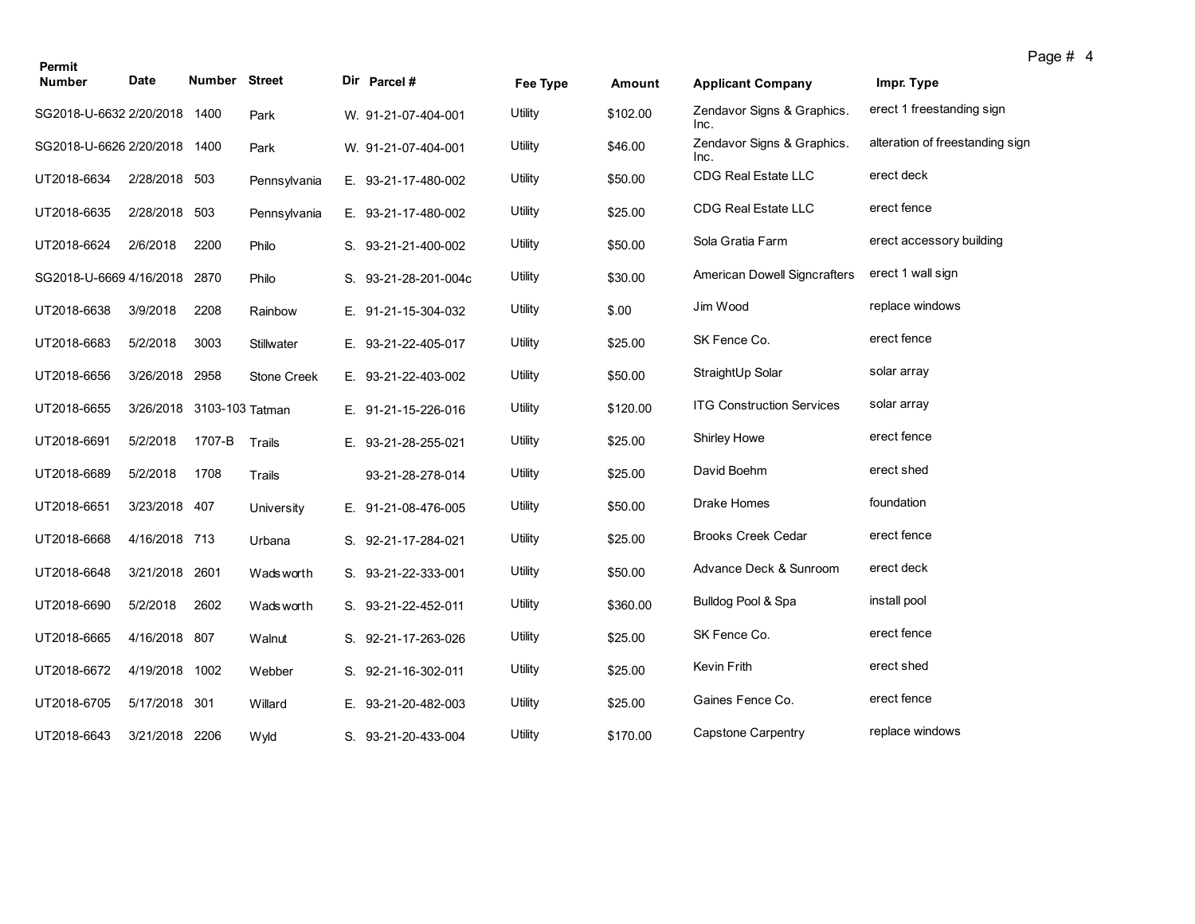| Permit Number | Date | Number | Street | Dir | Parcel # | Fee Type | Amount | Applicant Company | Impr. Type |
|---|---|---|---|---|---|---|---|---|---|
| SG2018-U-6632 | 2/20/2018 | 1400 | Park | W. | 91-21-07-404-001 | Utility | $102.00 | Zendavor Signs & Graphics. Inc. | erect 1 freestanding sign |
| SG2018-U-6626 | 2/20/2018 | 1400 | Park | W. | 91-21-07-404-001 | Utility | $46.00 | Zendavor Signs & Graphics. Inc. | alteration of freestanding sign |
| UT2018-6634 | 2/28/2018 | 503 | Pennsylvania | E. | 93-21-17-480-002 | Utility | $50.00 | CDG Real Estate LLC | erect deck |
| UT2018-6635 | 2/28/2018 | 503 | Pennsylvania | E. | 93-21-17-480-002 | Utility | $25.00 | CDG Real Estate LLC | erect fence |
| UT2018-6624 | 2/6/2018 | 2200 | Philo | S. | 93-21-21-400-002 | Utility | $50.00 | Sola Gratia Farm | erect accessory building |
| SG2018-U-6669 | 4/16/2018 | 2870 | Philo | S. | 93-21-28-201-004c | Utility | $30.00 | American Dowell Signcrafters | erect 1 wall sign |
| UT2018-6638 | 3/9/2018 | 2208 | Rainbow | E. | 91-21-15-304-032 | Utility | $.00 | Jim Wood | replace windows |
| UT2018-6683 | 5/2/2018 | 3003 | Stillwater | E. | 93-21-22-405-017 | Utility | $25.00 | SK Fence Co. | erect fence |
| UT2018-6656 | 3/26/2018 | 2958 | Stone Creek | E. | 93-21-22-403-002 | Utility | $50.00 | StraightUp Solar | solar array |
| UT2018-6655 | 3/26/2018 | 3103-103 | Tatman | E. | 91-21-15-226-016 | Utility | $120.00 | ITG Construction Services | solar array |
| UT2018-6691 | 5/2/2018 | 1707-B | Trails | E. | 93-21-28-255-021 | Utility | $25.00 | Shirley Howe | erect fence |
| UT2018-6689 | 5/2/2018 | 1708 | Trails | | 93-21-28-278-014 | Utility | $25.00 | David Boehm | erect shed |
| UT2018-6651 | 3/23/2018 | 407 | University | E. | 91-21-08-476-005 | Utility | $50.00 | Drake Homes | foundation |
| UT2018-6668 | 4/16/2018 | 713 | Urbana | S. | 92-21-17-284-021 | Utility | $25.00 | Brooks Creek Cedar | erect fence |
| UT2018-6648 | 3/21/2018 | 2601 | Wadsworth | S. | 93-21-22-333-001 | Utility | $50.00 | Advance Deck & Sunroom | erect deck |
| UT2018-6690 | 5/2/2018 | 2602 | Wadsworth | S. | 93-21-22-452-011 | Utility | $360.00 | Bulldog Pool & Spa | install pool |
| UT2018-6665 | 4/16/2018 | 807 | Walnut | S. | 92-21-17-263-026 | Utility | $25.00 | SK Fence Co. | erect fence |
| UT2018-6672 | 4/19/2018 | 1002 | Webber | S. | 92-21-16-302-011 | Utility | $25.00 | Kevin Frith | erect shed |
| UT2018-6705 | 5/17/2018 | 301 | Willard | E. | 93-21-20-482-003 | Utility | $25.00 | Gaines Fence Co. | erect fence |
| UT2018-6643 | 3/21/2018 | 2206 | Wyld | S. | 93-21-20-433-004 | Utility | $170.00 | Capstone Carpentry | replace windows |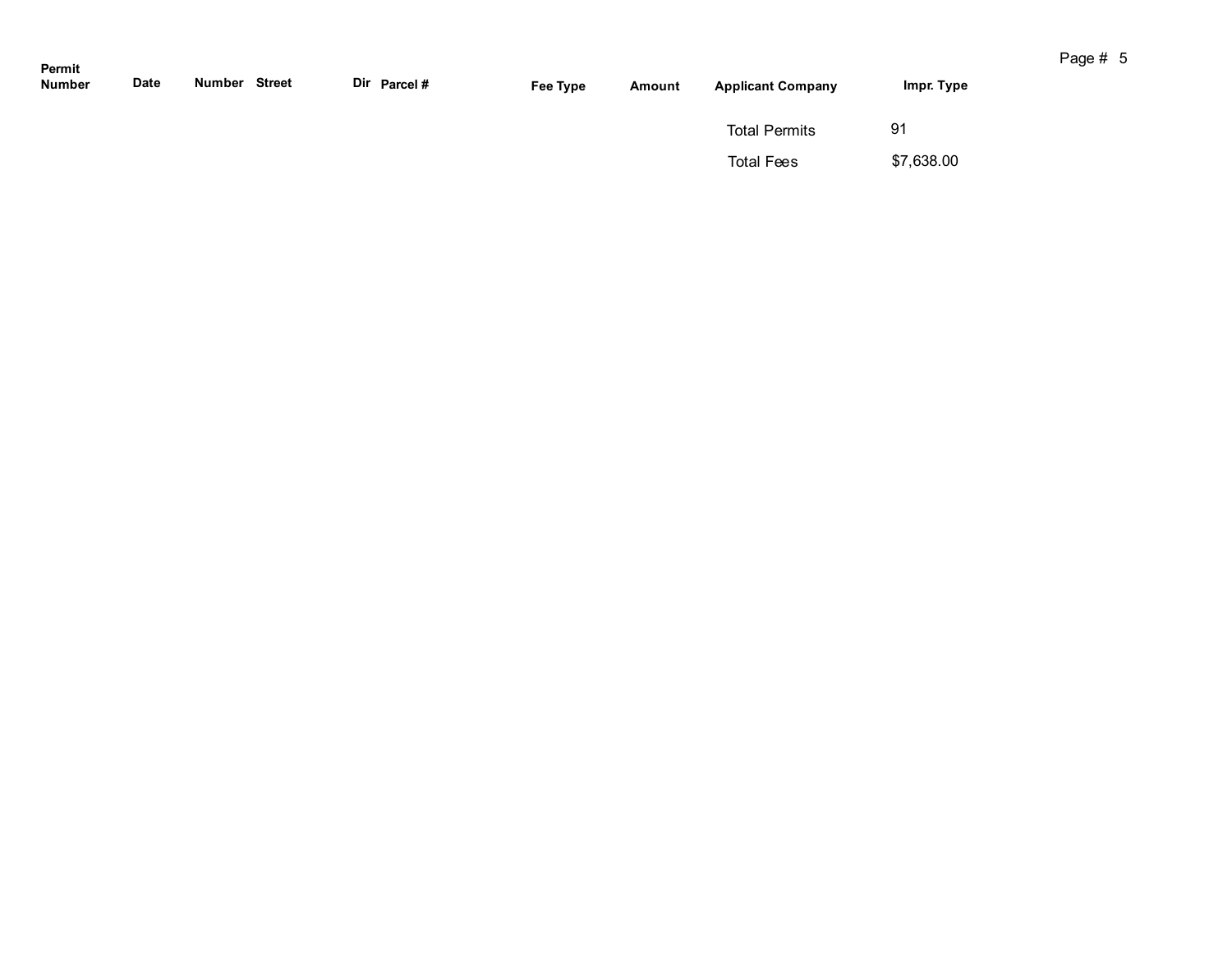| Permit Number | Date | Number | Street | Dir | Parcel # | Fee Type | Amount | Applicant Company | Impr. Type |
|---|---|---|---|---|---|---|---|---|---|

| | |
|---|---|
| Total Permits | 91 |
| Total Fees | $7,638.00 |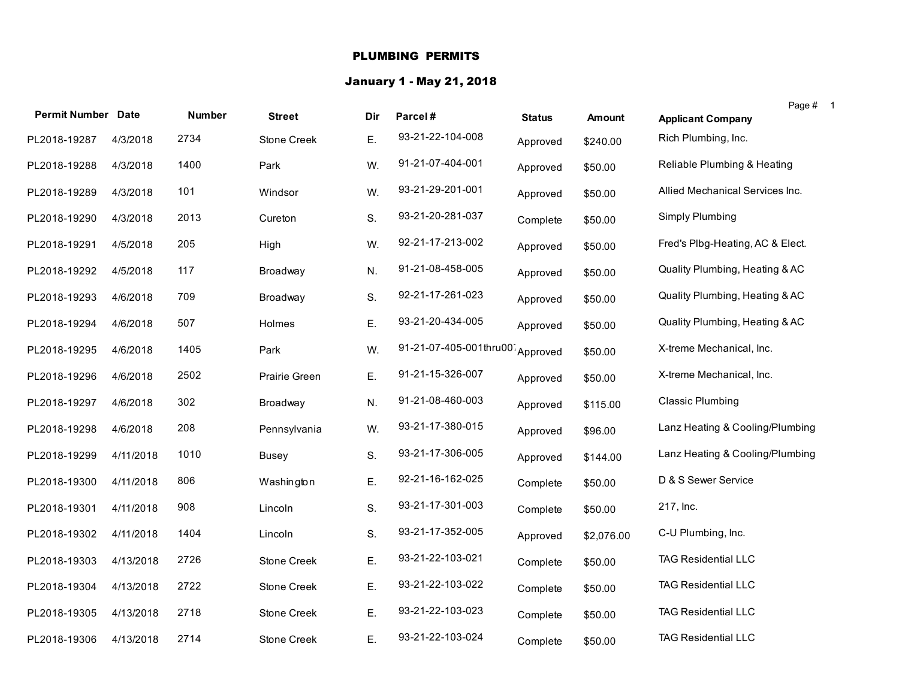# PLUMBING PERMITS

## January 1 - May 21, 2018

| Permit Number | Date | Number | Street | Dir | Parcel # | Status | Amount | Applicant Company |
|---|---|---|---|---|---|---|---|---|
| PL2018-19287 | 4/3/2018 | 2734 | Stone Creek | E. | 93-21-22-104-008 | Approved | $240.00 | Rich Plumbing, Inc. |
| PL2018-19288 | 4/3/2018 | 1400 | Park | W. | 91-21-07-404-001 | Approved | $50.00 | Reliable Plumbing & Heating |
| PL2018-19289 | 4/3/2018 | 101 | Windsor | W. | 93-21-29-201-001 | Approved | $50.00 | Allied Mechanical Services Inc. |
| PL2018-19290 | 4/3/2018 | 2013 | Cureton | S. | 93-21-20-281-037 | Complete | $50.00 | Simply Plumbing |
| PL2018-19291 | 4/5/2018 | 205 | High | W. | 92-21-17-213-002 | Approved | $50.00 | Fred's Plbg-Heating, AC & Elect. |
| PL2018-19292 | 4/5/2018 | 117 | Broadway | N. | 91-21-08-458-005 | Approved | $50.00 | Quality Plumbing, Heating & AC |
| PL2018-19293 | 4/6/2018 | 709 | Broadway | S. | 92-21-17-261-023 | Approved | $50.00 | Quality Plumbing, Heating & AC |
| PL2018-19294 | 4/6/2018 | 507 | Holmes | E. | 93-21-20-434-005 | Approved | $50.00 | Quality Plumbing, Heating & AC |
| PL2018-19295 | 4/6/2018 | 1405 | Park | W. | 91-21-07-405-001thru007 | Approved | $50.00 | X-treme Mechanical, Inc. |
| PL2018-19296 | 4/6/2018 | 2502 | Prairie Green | E. | 91-21-15-326-007 | Approved | $50.00 | X-treme Mechanical, Inc. |
| PL2018-19297 | 4/6/2018 | 302 | Broadway | N. | 91-21-08-460-003 | Approved | $115.00 | Classic Plumbing |
| PL2018-19298 | 4/6/2018 | 208 | Pennsylvania | W. | 93-21-17-380-015 | Approved | $96.00 | Lanz Heating & Cooling/Plumbing |
| PL2018-19299 | 4/11/2018 | 1010 | Busey | S. | 93-21-17-306-005 | Approved | $144.00 | Lanz Heating & Cooling/Plumbing |
| PL2018-19300 | 4/11/2018 | 806 | Washington | E. | 92-21-16-162-025 | Complete | $50.00 | D & S Sewer Service |
| PL2018-19301 | 4/11/2018 | 908 | Lincoln | S. | 93-21-17-301-003 | Complete | $50.00 | 217, Inc. |
| PL2018-19302 | 4/11/2018 | 1404 | Lincoln | S. | 93-21-17-352-005 | Approved | $2,076.00 | C-U Plumbing, Inc. |
| PL2018-19303 | 4/13/2018 | 2726 | Stone Creek | E. | 93-21-22-103-021 | Complete | $50.00 | TAG Residential LLC |
| PL2018-19304 | 4/13/2018 | 2722 | Stone Creek | E. | 93-21-22-103-022 | Complete | $50.00 | TAG Residential LLC |
| PL2018-19305 | 4/13/2018 | 2718 | Stone Creek | E. | 93-21-22-103-023 | Complete | $50.00 | TAG Residential LLC |
| PL2018-19306 | 4/13/2018 | 2714 | Stone Creek | E. | 93-21-22-103-024 | Complete | $50.00 | TAG Residential LLC |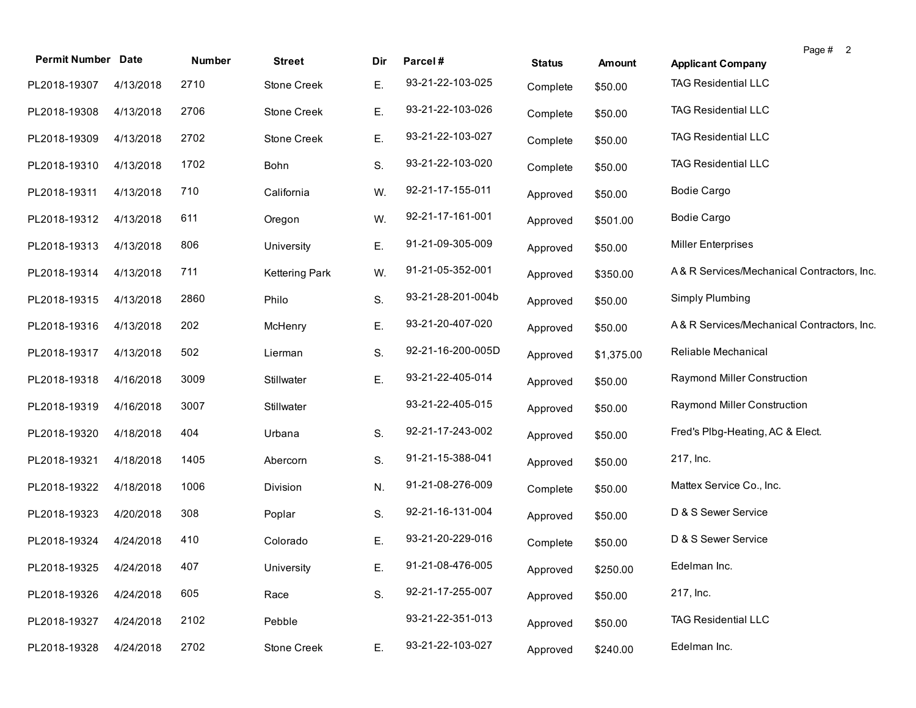| Permit Number | Date | Number | Street | Dir | Parcel # | Status | Amount | Applicant Company |
|---|---|---|---|---|---|---|---|---|
| PL2018-19307 | 4/13/2018 | 2710 | Stone Creek | E. | 93-21-22-103-025 | Complete | $50.00 | TAG Residential LLC |
| PL2018-19308 | 4/13/2018 | 2706 | Stone Creek | E. | 93-21-22-103-026 | Complete | $50.00 | TAG Residential LLC |
| PL2018-19309 | 4/13/2018 | 2702 | Stone Creek | E. | 93-21-22-103-027 | Complete | $50.00 | TAG Residential LLC |
| PL2018-19310 | 4/13/2018 | 1702 | Bohn | S. | 93-21-22-103-020 | Complete | $50.00 | TAG Residential LLC |
| PL2018-19311 | 4/13/2018 | 710 | California | W. | 92-21-17-155-011 | Approved | $50.00 | Bodie Cargo |
| PL2018-19312 | 4/13/2018 | 611 | Oregon | W. | 92-21-17-161-001 | Approved | $501.00 | Bodie Cargo |
| PL2018-19313 | 4/13/2018 | 806 | University | E. | 91-21-09-305-009 | Approved | $50.00 | Miller Enterprises |
| PL2018-19314 | 4/13/2018 | 711 | Kettering Park | W. | 91-21-05-352-001 | Approved | $350.00 | A & R Services/Mechanical Contractors, Inc. |
| PL2018-19315 | 4/13/2018 | 2860 | Philo | S. | 93-21-28-201-004b | Approved | $50.00 | Simply Plumbing |
| PL2018-19316 | 4/13/2018 | 202 | McHenry | E. | 93-21-20-407-020 | Approved | $50.00 | A & R Services/Mechanical Contractors, Inc. |
| PL2018-19317 | 4/13/2018 | 502 | Lierman | S. | 92-21-16-200-005D | Approved | $1,375.00 | Reliable Mechanical |
| PL2018-19318 | 4/16/2018 | 3009 | Stillwater | E. | 93-21-22-405-014 | Approved | $50.00 | Raymond Miller Construction |
| PL2018-19319 | 4/16/2018 | 3007 | Stillwater | | 93-21-22-405-015 | Approved | $50.00 | Raymond Miller Construction |
| PL2018-19320 | 4/18/2018 | 404 | Urbana | S. | 92-21-17-243-002 | Approved | $50.00 | Fred's Plbg-Heating, AC & Elect. |
| PL2018-19321 | 4/18/2018 | 1405 | Abercorn | S. | 91-21-15-388-041 | Approved | $50.00 | 217, Inc. |
| PL2018-19322 | 4/18/2018 | 1006 | Division | N. | 91-21-08-276-009 | Complete | $50.00 | Mattex Service Co., Inc. |
| PL2018-19323 | 4/20/2018 | 308 | Poplar | S. | 92-21-16-131-004 | Approved | $50.00 | D & S Sewer Service |
| PL2018-19324 | 4/24/2018 | 410 | Colorado | E. | 93-21-20-229-016 | Complete | $50.00 | D & S Sewer Service |
| PL2018-19325 | 4/24/2018 | 407 | University | E. | 91-21-08-476-005 | Approved | $250.00 | Edelman Inc. |
| PL2018-19326 | 4/24/2018 | 605 | Race | S. | 92-21-17-255-007 | Approved | $50.00 | 217, Inc. |
| PL2018-19327 | 4/24/2018 | 2102 | Pebble | | 93-21-22-351-013 | Approved | $50.00 | TAG Residential LLC |
| PL2018-19328 | 4/24/2018 | 2702 | Stone Creek | E. | 93-21-22-103-027 | Approved | $240.00 | Edelman Inc. |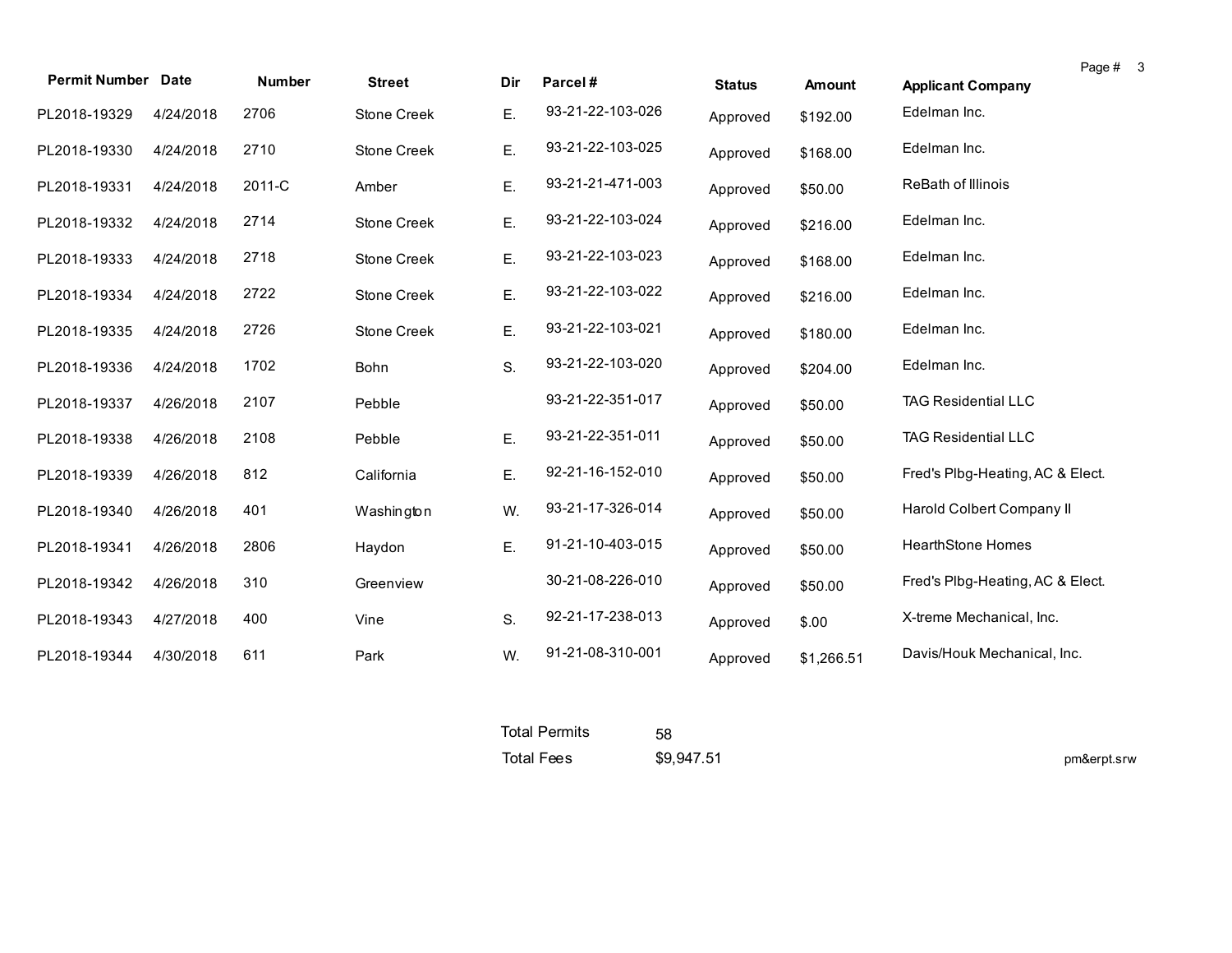| Permit Number | Date | Number | Street | Dir | Parcel # | Status | Amount | Applicant Company |
|---|---|---|---|---|---|---|---|---|
| PL2018-19329 | 4/24/2018 | 2706 | Stone Creek | E. | 93-21-22-103-026 | Approved | $192.00 | Edelman Inc. |
| PL2018-19330 | 4/24/2018 | 2710 | Stone Creek | E. | 93-21-22-103-025 | Approved | $168.00 | Edelman Inc. |
| PL2018-19331 | 4/24/2018 | 2011-C | Amber | E. | 93-21-21-471-003 | Approved | $50.00 | ReBath of Illinois |
| PL2018-19332 | 4/24/2018 | 2714 | Stone Creek | E. | 93-21-22-103-024 | Approved | $216.00 | Edelman Inc. |
| PL2018-19333 | 4/24/2018 | 2718 | Stone Creek | E. | 93-21-22-103-023 | Approved | $168.00 | Edelman Inc. |
| PL2018-19334 | 4/24/2018 | 2722 | Stone Creek | E. | 93-21-22-103-022 | Approved | $216.00 | Edelman Inc. |
| PL2018-19335 | 4/24/2018 | 2726 | Stone Creek | E. | 93-21-22-103-021 | Approved | $180.00 | Edelman Inc. |
| PL2018-19336 | 4/24/2018 | 1702 | Bohn | S. | 93-21-22-103-020 | Approved | $204.00 | Edelman Inc. |
| PL2018-19337 | 4/26/2018 | 2107 | Pebble | | 93-21-22-351-017 | Approved | $50.00 | TAG Residential LLC |
| PL2018-19338 | 4/26/2018 | 2108 | Pebble | E. | 93-21-22-351-011 | Approved | $50.00 | TAG Residential LLC |
| PL2018-19339 | 4/26/2018 | 812 | California | E. | 92-21-16-152-010 | Approved | $50.00 | Fred's Plbg-Heating, AC & Elect. |
| PL2018-19340 | 4/26/2018 | 401 | Washington | W. | 93-21-17-326-014 | Approved | $50.00 | Harold Colbert Company II |
| PL2018-19341 | 4/26/2018 | 2806 | Haydon | E. | 91-21-10-403-015 | Approved | $50.00 | HearthStone Homes |
| PL2018-19342 | 4/26/2018 | 310 | Greenview | | 30-21-08-226-010 | Approved | $50.00 | Fred's Plbg-Heating, AC & Elect. |
| PL2018-19343 | 4/27/2018 | 400 | Vine | S. | 92-21-17-238-013 | Approved | $.00 | X-treme Mechanical, Inc. |
| PL2018-19344 | 4/30/2018 | 611 | Park | W. | 91-21-08-310-001 | Approved | $1,266.51 | Davis/Houk Mechanical, Inc. |

Total Permits 58

Total Fees $9,947.51

pm&erpt.srw